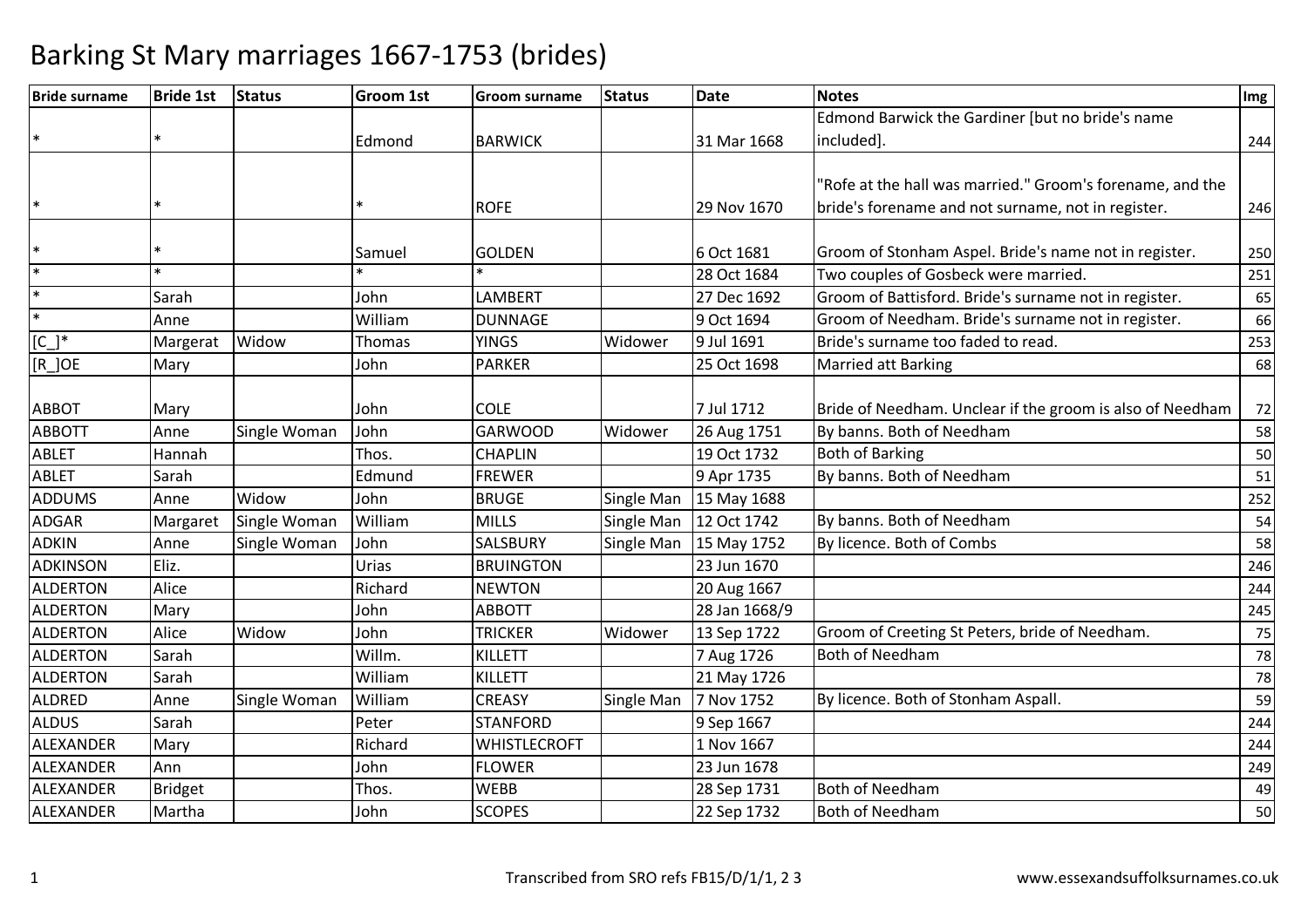# Barking St Mary marriages 1667-1753 (brides)

| Bride surname | Bride 1st | Status | Groom 1st | Groom surname | Status | Date | Notes | Img |
|---|---|---|---|---|---|---|---|---|
| * | * | | Edmond | BARWICK | | 31 Mar 1668 | Edmond Barwick the Gardiner [but no bride's name included]. | 244 |
| * | * | | * | ROFE | | 29 Nov 1670 | "Rofe at the hall was married." Groom's forename, and the bride's forename and not surname, not in register. | 246 |
| * | * | | Samuel | GOLDEN | | 6 Oct 1681 | Groom of Stonham Aspel. Bride's name not in register. | 250 |
| * | * | | * | * | | 28 Oct 1684 | Two couples of Gosbeck were married. | 251 |
| * | Sarah | | John | LAMBERT | | 27 Dec 1692 | Groom of Battisford. Bride's surname not in register. | 65 |
| * | Anne | | William | DUNNAGE | | 9 Oct 1694 | Groom of Needham. Bride's surname not in register. | 66 |
| [C_]* | Margerat | Widow | Thomas | YINGS | Widower | 9 Jul 1691 | Bride's surname too faded to read. | 253 |
| [R_]OE | Mary | | John | PARKER | | 25 Oct 1698 | Married att Barking | 68 |
| ABBOT | Mary | | John | COLE | | 7 Jul 1712 | Bride of Needham. Unclear if the groom is also of Needham | 72 |
| ABBOTT | Anne | Single Woman | John | GARWOOD | Widower | 26 Aug 1751 | By banns. Both of Needham | 58 |
| ABLET | Hannah | | Thos. | CHAPLIN | | 19 Oct 1732 | Both of Barking | 50 |
| ABLET | Sarah | | Edmund | FREWER | | 9 Apr 1735 | By banns. Both of Needham | 51 |
| ADDUMS | Anne | Widow | John | BRUGE | Single Man | 15 May 1688 | | 252 |
| ADGAR | Margaret | Single Woman | William | MILLS | Single Man | 12 Oct 1742 | By banns. Both of Needham | 54 |
| ADKIN | Anne | Single Woman | John | SALSBURY | Single Man | 15 May 1752 | By licence. Both of Combs | 58 |
| ADKINSON | Eliz. | | Urias | BRUINGTON | | 23 Jun 1670 | | 246 |
| ALDERTON | Alice | | Richard | NEWTON | | 20 Aug 1667 | | 244 |
| ALDERTON | Mary | | John | ABBOTT | | 28 Jan 1668/9 | | 245 |
| ALDERTON | Alice | Widow | John | TRICKER | Widower | 13 Sep 1722 | Groom of Creeting St Peters, bride of Needham. | 75 |
| ALDERTON | Sarah | | Willm. | KILLETT | | 7 Aug 1726 | Both of Needham | 78 |
| ALDERTON | Sarah | | William | KILLETT | | 21 May 1726 | | 78 |
| ALDRED | Anne | Single Woman | William | CREASY | Single Man | 7 Nov 1752 | By licence. Both of Stonham Aspall. | 59 |
| ALDUS | Sarah | | Peter | STANFORD | | 9 Sep 1667 | | 244 |
| ALEXANDER | Mary | | Richard | WHISTLECROFT | | 1 Nov 1667 | | 244 |
| ALEXANDER | Ann | | John | FLOWER | | 23 Jun 1678 | | 249 |
| ALEXANDER | Bridget | | Thos. | WEBB | | 28 Sep 1731 | Both of Needham | 49 |
| ALEXANDER | Martha | | John | SCOPES | | 22 Sep 1732 | Both of Needham | 50 |

Transcribed from SRO refs FB15/D/1/1, 2 3 — www.essexandsuffolksurnames.co.uk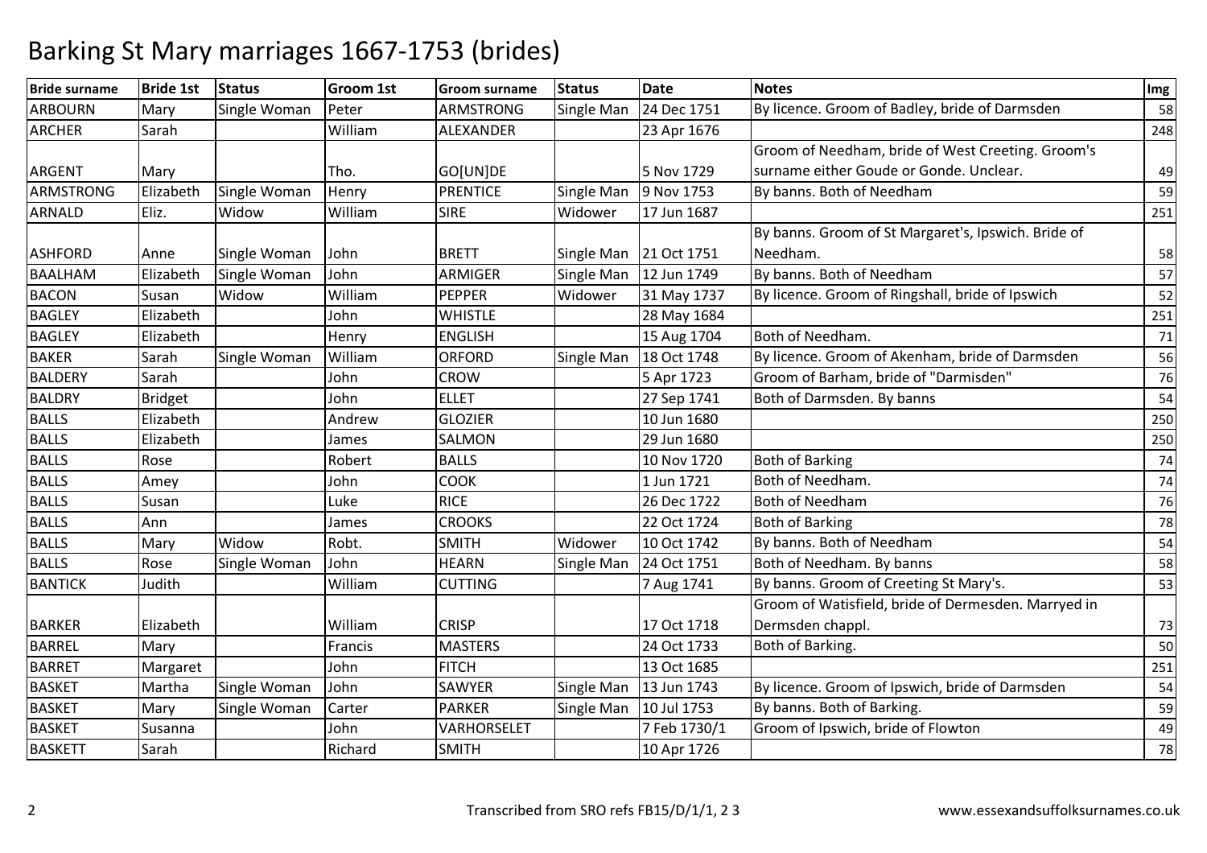# Barking St Mary marriages 1667-1753 (brides)

| Bride surname | Bride 1st | Status | Groom 1st | Groom surname | Status | Date | Notes | Img |
|---|---|---|---|---|---|---|---|---|
| ARBOURN | Mary | Single Woman | Peter | ARMSTRONG | Single Man | 24 Dec 1751 | By licence. Groom of Badley, bride of Darmsden | 58 |
| ARCHER | Sarah | | William | ALEXANDER | | 23 Apr 1676 | | 248 |
| ARGENT | Mary | | Tho. | GO[UN]DE | | 5 Nov 1729 | Groom of Needham, bride of West Creeting. Groom's surname either Goude or Gonde. Unclear. | 49 |
| ARMSTRONG | Elizabeth | Single Woman | Henry | PRENTICE | Single Man | 9 Nov 1753 | By banns. Both of Needham | 59 |
| ARNALD | Eliz. | Widow | William | SIRE | Widower | 17 Jun 1687 | | 251 |
| ASHFORD | Anne | Single Woman | John | BRETT | Single Man | 21 Oct 1751 | By banns. Groom of St Margaret's, Ipswich. Bride of Needham. | 58 |
| BAALHAM | Elizabeth | Single Woman | John | ARMIGER | Single Man | 12 Jun 1749 | By banns. Both of Needham | 57 |
| BACON | Susan | Widow | William | PEPPER | Widower | 31 May 1737 | By licence. Groom of Ringshall, bride of Ipswich | 52 |
| BAGLEY | Elizabeth | | John | WHISTLE | | 28 May 1684 | | 251 |
| BAGLEY | Elizabeth | | Henry | ENGLISH | | 15 Aug 1704 | Both of Needham. | 71 |
| BAKER | Sarah | Single Woman | William | ORFORD | Single Man | 18 Oct 1748 | By licence. Groom of Akenham, bride of Darmsden | 56 |
| BALDERY | Sarah | | John | CROW | | 5 Apr 1723 | Groom of Barham, bride of "Darmisden" | 76 |
| BALDRY | Bridget | | John | ELLET | | 27 Sep 1741 | Both of Darmsden. By banns | 54 |
| BALLS | Elizabeth | | Andrew | GLOZIER | | 10 Jun 1680 | | 250 |
| BALLS | Elizabeth | | James | SALMON | | 29 Jun 1680 | | 250 |
| BALLS | Rose | | Robert | BALLS | | 10 Nov 1720 | Both of Barking | 74 |
| BALLS | Amey | | John | COOK | | 1 Jun 1721 | Both of Needham. | 74 |
| BALLS | Susan | | Luke | RICE | | 26 Dec 1722 | Both of Needham | 76 |
| BALLS | Ann | | James | CROOKS | | 22 Oct 1724 | Both of Barking | 78 |
| BALLS | Mary | Widow | Robt. | SMITH | Widower | 10 Oct 1742 | By banns. Both of Needham | 54 |
| BALLS | Rose | Single Woman | John | HEARN | Single Man | 24 Oct 1751 | Both of Needham. By banns | 58 |
| BANTICK | Judith | | William | CUTTING | | 7 Aug 1741 | By banns. Groom of Creeting St Mary's. | 53 |
| BARKER | Elizabeth | | William | CRISP | | 17 Oct 1718 | Groom of Watisfield, bride of Dermesden. Marryed in Dermsden chappl. | 73 |
| BARREL | Mary | | Francis | MASTERS | | 24 Oct 1733 | Both of Barking. | 50 |
| BARRET | Margaret | | John | FITCH | | 13 Oct 1685 | | 251 |
| BASKET | Martha | Single Woman | John | SAWYER | Single Man | 13 Jun 1743 | By licence. Groom of Ipswich, bride of Darmsden | 54 |
| BASKET | Mary | Single Woman | Carter | PARKER | Single Man | 10 Jul 1753 | By banns. Both of Barking. | 59 |
| BASKET | Susanna | | John | VARHORSELET | | 7 Feb 1730/1 | Groom of Ipswich, bride of Flowton | 49 |
| BASKETT | Sarah | | Richard | SMITH | | 10 Apr 1726 | | 78 |

Transcribed from SRO refs FB15/D/1/1, 2 3

www.essexandsuffolksurnames.co.uk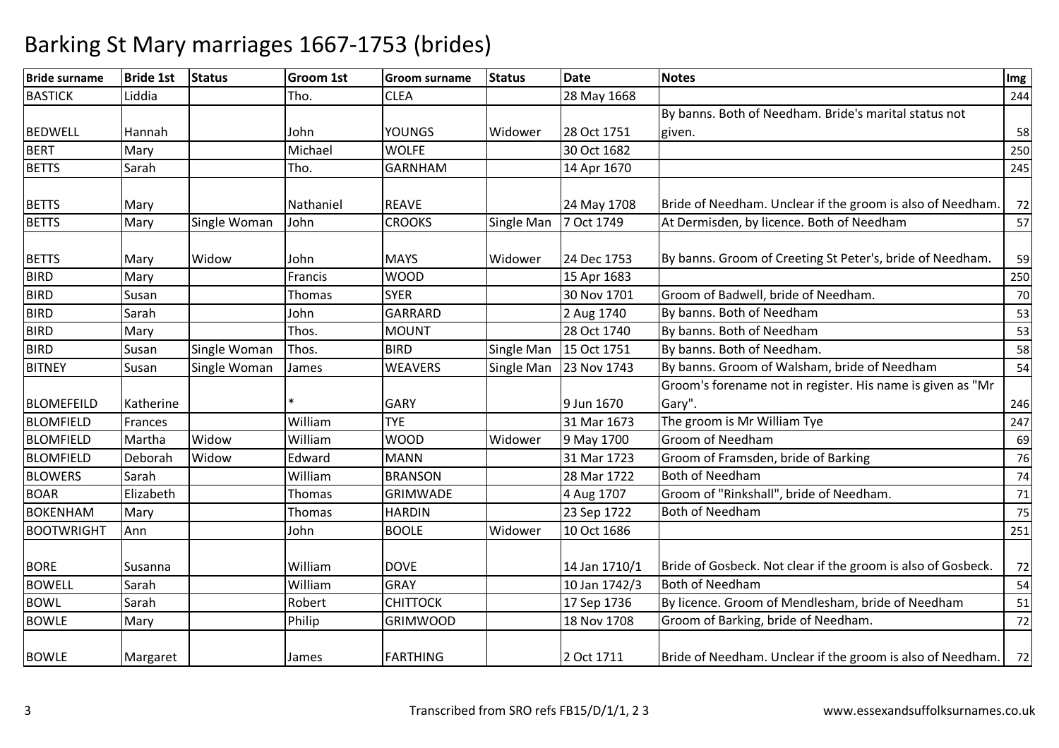# Barking St Mary marriages 1667-1753 (brides)

| Bride surname | Bride 1st | Status | Groom 1st | Groom surname | Status | Date | Notes | Img |
|---|---|---|---|---|---|---|---|---|
| BASTICK | Liddia | | Tho. | CLEA | | 28 May 1668 | | 244 |
| BEDWELL | Hannah | | John | YOUNGS | Widower | 28 Oct 1751 | By banns. Both of Needham. Bride's marital status not given. | 58 |
| BERT | Mary | | Michael | WOLFE | | 30 Oct 1682 | | 250 |
| BETTS | Sarah | | Tho. | GARNHAM | | 14 Apr 1670 | | 245 |
| BETTS | Mary | | Nathaniel | REAVE | | 24 May 1708 | Bride of Needham. Unclear if the groom is also of Needham. | 72 |
| BETTS | Mary | Single Woman | John | CROOKS | Single Man | 7 Oct 1749 | At Dermisden, by licence. Both of Needham | 57 |
| BETTS | Mary | Widow | John | MAYS | Widower | 24 Dec 1753 | By banns. Groom of Creeting St Peter's, bride of Needham. | 59 |
| BIRD | Mary | | Francis | WOOD | | 15 Apr 1683 | | 250 |
| BIRD | Susan | | Thomas | SYER | | 30 Nov 1701 | Groom of Badwell, bride of Needham. | 70 |
| BIRD | Sarah | | John | GARRARD | | 2 Aug 1740 | By banns. Both of Needham | 53 |
| BIRD | Mary | | Thos. | MOUNT | | 28 Oct 1740 | By banns. Both of Needham | 53 |
| BIRD | Susan | Single Woman | Thos. | BIRD | Single Man | 15 Oct 1751 | By banns. Both of Needham. | 58 |
| BITNEY | Susan | Single Woman | James | WEAVERS | Single Man | 23 Nov 1743 | By banns. Groom of Walsham, bride of Needham | 54 |
| BLOMEFEILD | Katherine | | * | GARY | | 9 Jun 1670 | Groom's forename not in register. His name is given as "Mr Gary". | 246 |
| BLOMFIELD | Frances | | William | TYE | | 31 Mar 1673 | The groom is Mr William Tye | 247 |
| BLOMFIELD | Martha | Widow | William | WOOD | Widower | 9 May 1700 | Groom of Needham | 69 |
| BLOMFIELD | Deborah | Widow | Edward | MANN | | 31 Mar 1723 | Groom of Framsden, bride of Barking | 76 |
| BLOWERS | Sarah | | William | BRANSON | | 28 Mar 1722 | Both of Needham | 74 |
| BOAR | Elizabeth | | Thomas | GRIMWADE | | 4 Aug 1707 | Groom of "Rinkshall", bride of Needham. | 71 |
| BOKENHAM | Mary | | Thomas | HARDIN | | 23 Sep 1722 | Both of Needham | 75 |
| BOOTWRIGHT | Ann | | John | BOOLE | Widower | 10 Oct 1686 | | 251 |
| BORE | Susanna | | William | DOVE | | 14 Jan 1710/1 | Bride of Gosbeck. Not clear if the groom is also of Gosbeck. | 72 |
| BOWELL | Sarah | | William | GRAY | | 10 Jan 1742/3 | Both of Needham | 54 |
| BOWL | Sarah | | Robert | CHITTOCK | | 17 Sep 1736 | By licence. Groom of Mendlesham, bride of Needham | 51 |
| BOWLE | Mary | | Philip | GRIMWOOD | | 18 Nov 1708 | Groom of Barking, bride of Needham. | 72 |
| BOWLE | Margaret | | James | FARTHING | | 2 Oct 1711 | Bride of Needham. Unclear if the groom is also of Needham. | 72 |

Transcribed from SRO refs FB15/D/1/1, 2 3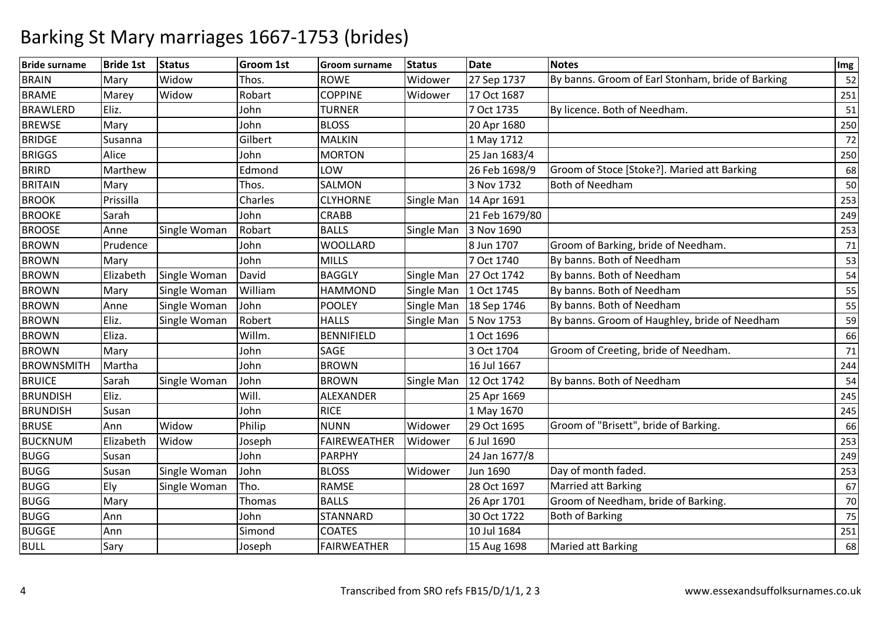# Barking St Mary marriages 1667-1753 (brides)

| Bride surname | Bride 1st | Status | Groom 1st | Groom surname | Status | Date | Notes | Img |
|---|---|---|---|---|---|---|---|---|
| BRAIN | Mary | Widow | Thos. | ROWE | Widower | 27 Sep 1737 | By banns. Groom of Earl Stonham, bride of Barking | 52 |
| BRAME | Marey | Widow | Robart | COPPINE | Widower | 17 Oct 1687 | | 251 |
| BRAWLERD | Eliz. | | John | TURNER | | 7 Oct 1735 | By licence. Both of Needham. | 51 |
| BREWSE | Mary | | John | BLOSS | | 20 Apr 1680 | | 250 |
| BRIDGE | Susanna | | Gilbert | MALKIN | | 1 May 1712 | | 72 |
| BRIGGS | Alice | | John | MORTON | | 25 Jan 1683/4 | | 250 |
| BRIRD | Marthew | | Edmond | LOW | | 26 Feb 1698/9 | Groom of Stoce [Stoke?]. Maried att Barking | 68 |
| BRITAIN | Mary | | Thos. | SALMON | | 3 Nov 1732 | Both of Needham | 50 |
| BROOK | Prissilla | | Charles | CLYHORNE | Single Man | 14 Apr 1691 | | 253 |
| BROOKE | Sarah | | John | CRABB | | 21 Feb 1679/80 | | 249 |
| BROOSE | Anne | Single Woman | Robart | BALLS | Single Man | 3 Nov 1690 | | 253 |
| BROWN | Prudence | | John | WOOLLARD | | 8 Jun 1707 | Groom of Barking, bride of Needham. | 71 |
| BROWN | Mary | | John | MILLS | | 7 Oct 1740 | By banns. Both of Needham | 53 |
| BROWN | Elizabeth | Single Woman | David | BAGGLY | Single Man | 27 Oct 1742 | By banns. Both of Needham | 54 |
| BROWN | Mary | Single Woman | William | HAMMOND | Single Man | 1 Oct 1745 | By banns. Both of Needham | 55 |
| BROWN | Anne | Single Woman | John | POOLEY | Single Man | 18 Sep 1746 | By banns. Both of Needham | 55 |
| BROWN | Eliz. | Single Woman | Robert | HALLS | Single Man | 5 Nov 1753 | By banns. Groom of Haughley, bride of Needham | 59 |
| BROWN | Eliza. | | Willm. | BENNIFIELD | | 1 Oct 1696 | | 66 |
| BROWN | Mary | | John | SAGE | | 3 Oct 1704 | Groom of Creeting, bride of Needham. | 71 |
| BROWNSMITH | Martha | | John | BROWN | | 16 Jul 1667 | | 244 |
| BRUICE | Sarah | Single Woman | John | BROWN | Single Man | 12 Oct 1742 | By banns. Both of Needham | 54 |
| BRUNDISH | Eliz. | | Will. | ALEXANDER | | 25 Apr 1669 | | 245 |
| BRUNDISH | Susan | | John | RICE | | 1 May 1670 | | 245 |
| BRUSE | Ann | Widow | Philip | NUNN | Widower | 29 Oct 1695 | Groom of "Brisett", bride of Barking. | 66 |
| BUCKNUM | Elizabeth | Widow | Joseph | FAIREWEATHER | Widower | 6 Jul 1690 | | 253 |
| BUGG | Susan | | John | PARPHY | | 24 Jan 1677/8 | | 249 |
| BUGG | Susan | Single Woman | John | BLOSS | Widower | Jun 1690 | Day of month faded. | 253 |
| BUGG | Ely | Single Woman | Tho. | RAMSE | | 28 Oct 1697 | Married att Barking | 67 |
| BUGG | Mary | | Thomas | BALLS | | 26 Apr 1701 | Groom of Needham, bride of Barking. | 70 |
| BUGG | Ann | | John | STANNARD | | 30 Oct 1722 | Both of Barking | 75 |
| BUGGE | Ann | | Simond | COATES | | 10 Jul 1684 | | 251 |
| BULL | Sary | | Joseph | FAIRWEATHER | | 15 Aug 1698 | Maried att Barking | 68 |

Transcribed from SRO refs FB15/D/1/1, 2 3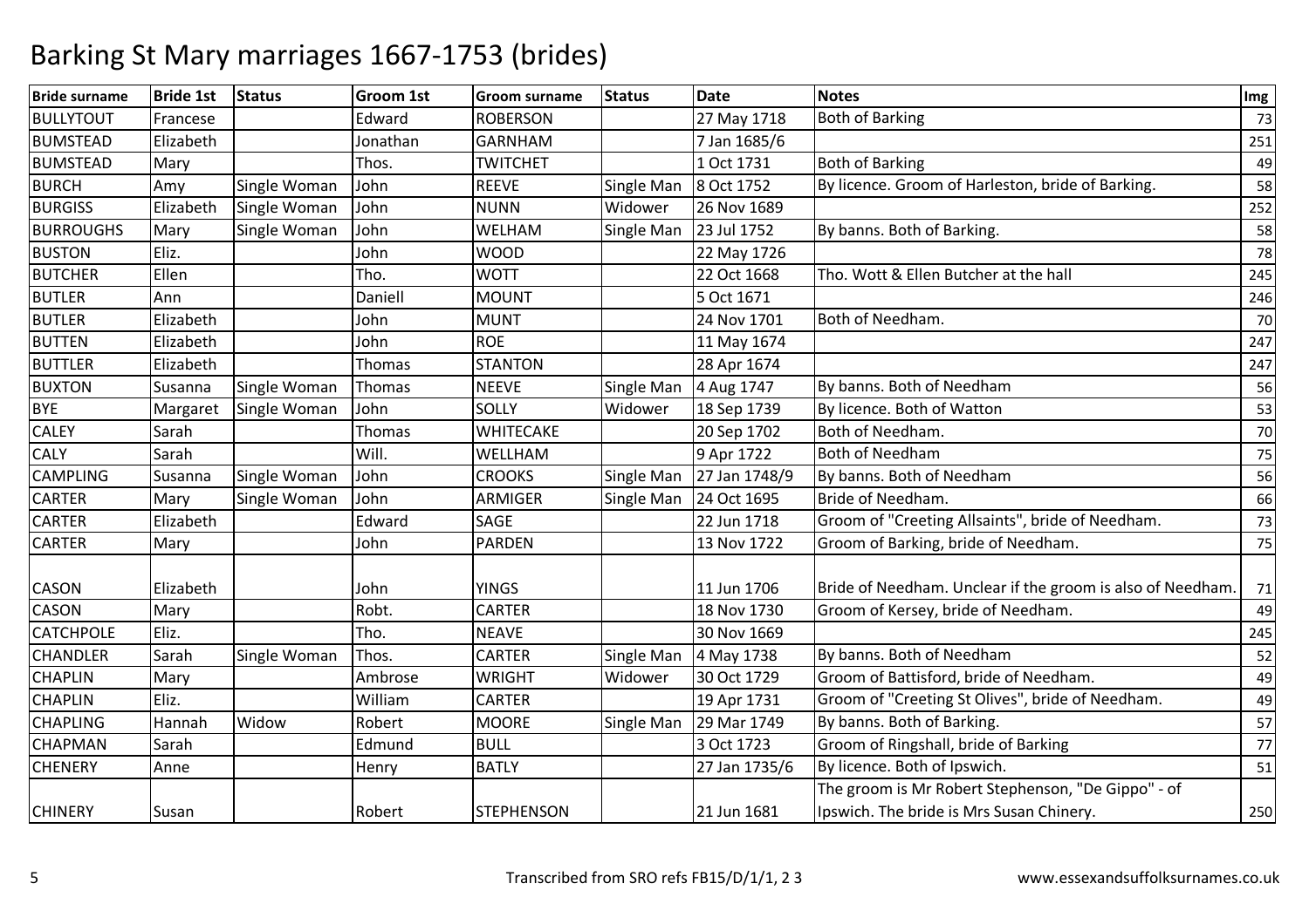# Barking St Mary marriages 1667-1753 (brides)

| Bride surname | Bride 1st | Status | Groom 1st | Groom surname | Status | Date | Notes | Img |
|---|---|---|---|---|---|---|---|---|
| BULLYTOUT | Francese | | Edward | ROBERSON | | 27 May 1718 | Both of Barking | 73 |
| BUMSTEAD | Elizabeth | | Jonathan | GARNHAM | | 7 Jan 1685/6 | | 251 |
| BUMSTEAD | Mary | | Thos. | TWITCHET | | 1 Oct 1731 | Both of Barking | 49 |
| BURCH | Amy | Single Woman | John | REEVE | Single Man | 8 Oct 1752 | By licence. Groom of Harleston, bride of Barking. | 58 |
| BURGISS | Elizabeth | Single Woman | John | NUNN | Widower | 26 Nov 1689 | | 252 |
| BURROUGHS | Mary | Single Woman | John | WELHAM | Single Man | 23 Jul 1752 | By banns. Both of Barking. | 58 |
| BUSTON | Eliz. | | John | WOOD | | 22 May 1726 | | 78 |
| BUTCHER | Ellen | | Tho. | WOTT | | 22 Oct 1668 | Tho. Wott & Ellen Butcher at the hall | 245 |
| BUTLER | Ann | | Daniell | MOUNT | | 5 Oct 1671 | | 246 |
| BUTLER | Elizabeth | | John | MUNT | | 24 Nov 1701 | Both of Needham. | 70 |
| BUTTEN | Elizabeth | | John | ROE | | 11 May 1674 | | 247 |
| BUTTLER | Elizabeth | | Thomas | STANTON | | 28 Apr 1674 | | 247 |
| BUXTON | Susanna | Single Woman | Thomas | NEEVE | Single Man | 4 Aug 1747 | By banns. Both of Needham | 56 |
| BYE | Margaret | Single Woman | John | SOLLY | Widower | 18 Sep 1739 | By licence. Both of Watton | 53 |
| CALEY | Sarah | | Thomas | WHITECAKE | | 20 Sep 1702 | Both of Needham. | 70 |
| CALY | Sarah | | Will. | WELLHAM | | 9 Apr 1722 | Both of Needham | 75 |
| CAMPLING | Susanna | Single Woman | John | CROOKS | Single Man | 27 Jan 1748/9 | By banns. Both of Needham | 56 |
| CARTER | Mary | Single Woman | John | ARMIGER | Single Man | 24 Oct 1695 | Bride of Needham. | 66 |
| CARTER | Elizabeth | | Edward | SAGE | | 22 Jun 1718 | Groom of "Creeting Allsaints", bride of Needham. | 73 |
| CARTER | Mary | | John | PARDEN | | 13 Nov 1722 | Groom of Barking, bride of Needham. | 75 |
| CASON | Elizabeth | | John | YINGS | | 11 Jun 1706 | Bride of Needham. Unclear if the groom is also of Needham. | 71 |
| CASON | Mary | | Robt. | CARTER | | 18 Nov 1730 | Groom of Kersey, bride of Needham. | 49 |
| CATCHPOLE | Eliz. | | Tho. | NEAVE | | 30 Nov 1669 | | 245 |
| CHANDLER | Sarah | Single Woman | Thos. | CARTER | Single Man | 4 May 1738 | By banns. Both of Needham | 52 |
| CHAPLIN | Mary | | Ambrose | WRIGHT | Widower | 30 Oct 1729 | Groom of Battisford, bride of Needham. | 49 |
| CHAPLIN | Eliz. | | William | CARTER | | 19 Apr 1731 | Groom of "Creeting St Olives", bride of Needham. | 49 |
| CHAPLING | Hannah | Widow | Robert | MOORE | Single Man | 29 Mar 1749 | By banns. Both of Barking. | 57 |
| CHAPMAN | Sarah | | Edmund | BULL | | 3 Oct 1723 | Groom of Ringshall, bride of Barking | 77 |
| CHENERY | Anne | | Henry | BATLY | | 27 Jan 1735/6 | By licence. Both of Ipswich. | 51 |
| CHINERY | Susan | | Robert | STEPHENSON | | 21 Jun 1681 | The groom is Mr Robert Stephenson, "De Gippo" - of Ipswich. The bride is Mrs Susan Chinery. | 250 |

Transcribed from SRO refs FB15/D/1/1, 2 3 www.essexandsuffolksurnames.co.uk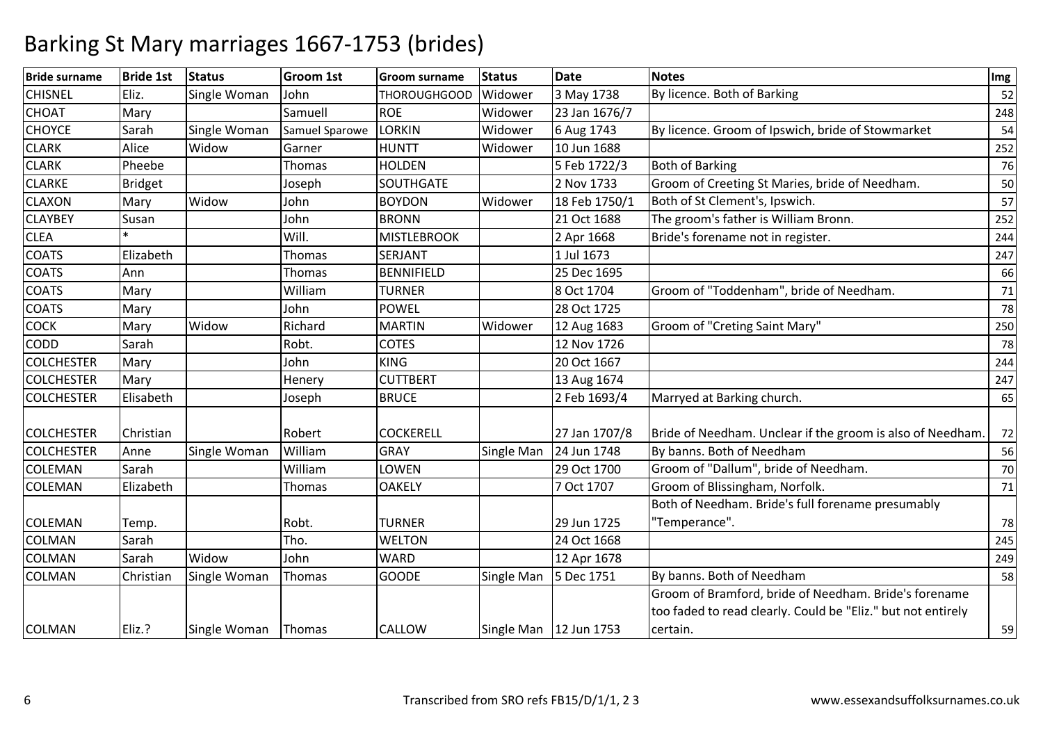# Barking St Mary marriages 1667-1753 (brides)

| Bride surname | Bride 1st | Status | Groom 1st | Groom surname | Status | Date | Notes | Img |
|---|---|---|---|---|---|---|---|---|
| CHISNEL | Eliz. | Single Woman | John | THOROUGHGOOD | Widower | 3 May 1738 | By licence. Both of Barking | 52 |
| CHOAT | Mary | | Samuell | ROE | Widower | 23 Jan 1676/7 | | 248 |
| CHOYCE | Sarah | Single Woman | Samuel Sparowe | LORKIN | Widower | 6 Aug 1743 | By licence. Groom of Ipswich, bride of Stowmarket | 54 |
| CLARK | Alice | Widow | Garner | HUNTT | Widower | 10 Jun 1688 | | 252 |
| CLARK | Pheebe | | Thomas | HOLDEN | | 5 Feb 1722/3 | Both of Barking | 76 |
| CLARKE | Bridget | | Joseph | SOUTHGATE | | 2 Nov 1733 | Groom of Creeting St Maries, bride of Needham. | 50 |
| CLAXON | Mary | Widow | John | BOYDON | Widower | 18 Feb 1750/1 | Both of St Clement's, Ipswich. | 57 |
| CLAYBEY | Susan | | John | BRONN | | 21 Oct 1688 | The groom's father is William Bronn. | 252 |
| CLEA | * | | Will. | MISTLEBROOK | | 2 Apr 1668 | Bride's forename not in register. | 244 |
| COATS | Elizabeth | | Thomas | SERJANT | | 1 Jul 1673 | | 247 |
| COATS | Ann | | Thomas | BENNIFIELD | | 25 Dec 1695 | | 66 |
| COATS | Mary | | William | TURNER | | 8 Oct 1704 | Groom of "Toddenham", bride of Needham. | 71 |
| COATS | Mary | | John | POWEL | | 28 Oct 1725 | | 78 |
| COCK | Mary | Widow | Richard | MARTIN | Widower | 12 Aug 1683 | Groom of "Creting Saint Mary" | 250 |
| CODD | Sarah | | Robt. | COTES | | 12 Nov 1726 | | 78 |
| COLCHESTER | Mary | | John | KING | | 20 Oct 1667 | | 244 |
| COLCHESTER | Mary | | Henery | CUTTBERT | | 13 Aug 1674 | | 247 |
| COLCHESTER | Elisabeth | | Joseph | BRUCE | | 2 Feb 1693/4 | Marryed at Barking church. | 65 |
| COLCHESTER | Christian | | Robert | COCKERELL | | 27 Jan 1707/8 | Bride of Needham. Unclear if the groom is also of Needham. | 72 |
| COLCHESTER | Anne | Single Woman | William | GRAY | Single Man | 24 Jun 1748 | By banns. Both of Needham | 56 |
| COLEMAN | Sarah | | William | LOWEN | | 29 Oct 1700 | Groom of "Dallum", bride of Needham. | 70 |
| COLEMAN | Elizabeth | | Thomas | OAKELY | | 7 Oct 1707 | Groom of Blissingham, Norfolk. | 71 |
| COLEMAN | Temp. | | Robt. | TURNER | | 29 Jun 1725 | Both of Needham. Bride's full forename presumably "Temperance". | 78 |
| COLMAN | Sarah | | Tho. | WELTON | | 24 Oct 1668 | | 245 |
| COLMAN | Sarah | Widow | John | WARD | | 12 Apr 1678 | | 249 |
| COLMAN | Christian | Single Woman | Thomas | GOODE | Single Man | 5 Dec 1751 | By banns. Both of Needham | 58 |
| COLMAN | Eliz.? | Single Woman | Thomas | CALLOW | Single Man | 12 Jun 1753 | Groom of Bramford, bride of Needham. Bride's forename too faded to read clearly. Could be "Eliz." but not entirely certain. | 59 |

Transcribed from SRO refs FB15/D/1/1, 2 3

www.essexandsuffolksurnames.co.uk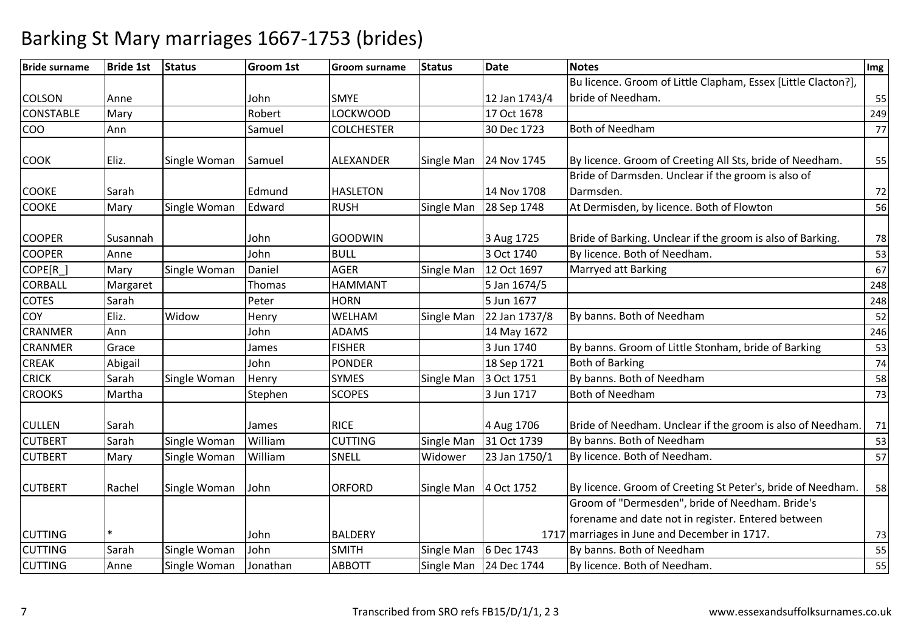# Barking St Mary marriages 1667-1753 (brides)

| Bride surname | Bride 1st | Status | Groom 1st | Groom surname | Status | Date | Notes | Img |
|---|---|---|---|---|---|---|---|---|
| COLSON | Anne | | John | SMYE | | 12 Jan 1743/4 | Bu licence. Groom of Little Clapham, Essex [Little Clacton?], bride of Needham. | 55 |
| CONSTABLE | Mary | | Robert | LOCKWOOD | | 17 Oct 1678 | | 249 |
| COO | Ann | | Samuel | COLCHESTER | | 30 Dec 1723 | Both of Needham | 77 |
| COOK | Eliz. | Single Woman | Samuel | ALEXANDER | Single Man | 24 Nov 1745 | By licence. Groom of Creeting All Sts, bride of Needham. | 55 |
| COOKE | Sarah | | Edmund | HASLETON | | 14 Nov 1708 | Bride of Darmsden. Unclear if the groom is also of Darmsden. | 72 |
| COOKE | Mary | Single Woman | Edward | RUSH | Single Man | 28 Sep 1748 | At Dermisden, by licence. Both of Flowton | 56 |
| COOPER | Susannah | | John | GOODWIN | | 3 Aug 1725 | Bride of Barking. Unclear if the groom is also of Barking. | 78 |
| COOPER | Anne | | John | BULL | | 3 Oct 1740 | By licence. Both of Needham. | 53 |
| COPE[R_] | Mary | Single Woman | Daniel | AGER | Single Man | 12 Oct 1697 | Marryed att Barking | 67 |
| CORBALL | Margaret | | Thomas | HAMMANT | | 5 Jan 1674/5 | | 248 |
| COTES | Sarah | | Peter | HORN | | 5 Jun 1677 | | 248 |
| COY | Eliz. | Widow | Henry | WELHAM | Single Man | 22 Jan 1737/8 | By banns. Both of Needham | 52 |
| CRANMER | Ann | | John | ADAMS | | 14 May 1672 | | 246 |
| CRANMER | Grace | | James | FISHER | | 3 Jun 1740 | By banns. Groom of Little Stonham, bride of Barking | 53 |
| CREAK | Abigail | | John | PONDER | | 18 Sep 1721 | Both of Barking | 74 |
| CRICK | Sarah | Single Woman | Henry | SYMES | Single Man | 3 Oct 1751 | By banns. Both of Needham | 58 |
| CROOKS | Martha | | Stephen | SCOPES | | 3 Jun 1717 | Both of Needham | 73 |
| CULLEN | Sarah | | James | RICE | | 4 Aug 1706 | Bride of Needham. Unclear if the groom is also of Needham. | 71 |
| CUTBERT | Sarah | Single Woman | William | CUTTING | Single Man | 31 Oct 1739 | By banns. Both of Needham | 53 |
| CUTBERT | Mary | Single Woman | William | SNELL | Widower | 23 Jan 1750/1 | By licence. Both of Needham. | 57 |
| CUTBERT | Rachel | Single Woman | John | ORFORD | Single Man | 4 Oct 1752 | By licence. Groom of Creeting St Peter's, bride of Needham. | 58 |
| CUTTING | * | | John | BALDERY | | 1717 | Groom of "Dermesden", bride of Needham. Bride's forename and date not in register. Entered between marriages in June and December in 1717. | 73 |
| CUTTING | Sarah | Single Woman | John | SMITH | Single Man | 6 Dec 1743 | By banns. Both of Needham | 55 |
| CUTTING | Anne | Single Woman | Jonathan | ABBOTT | Single Man | 24 Dec 1744 | By licence. Both of Needham. | 55 |

Transcribed from SRO refs FB15/D/1/1, 2 3

www.essexandsuffolksurnames.co.uk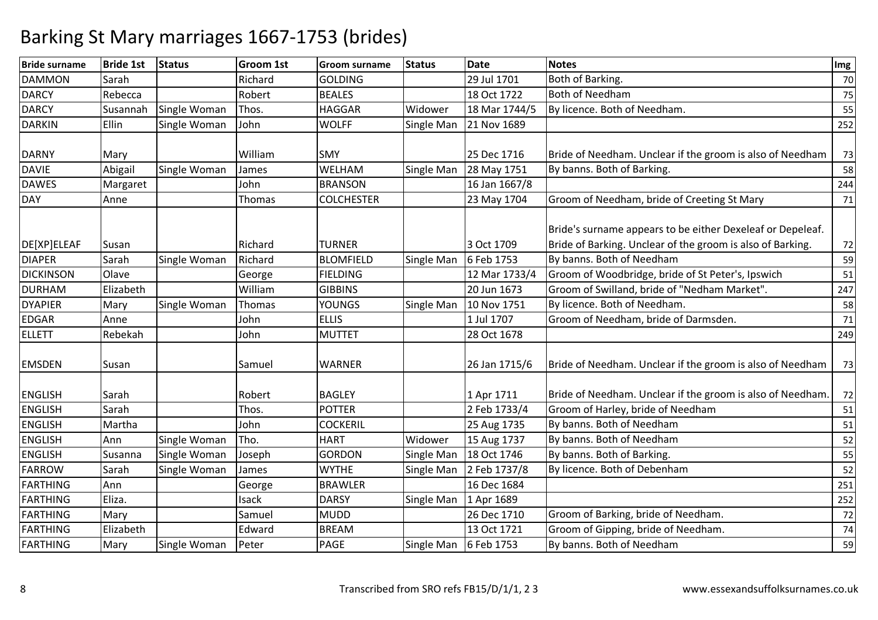# Barking St Mary marriages 1667-1753 (brides)

| Bride surname | Bride 1st | Status | Groom 1st | Groom surname | Status | Date | Notes | Img |
|---|---|---|---|---|---|---|---|---|
| DAMMON | Sarah | | Richard | GOLDING | | 29 Jul 1701 | Both of Barking. | 70 |
| DARCY | Rebecca | | Robert | BEALES | | 18 Oct 1722 | Both of Needham | 75 |
| DARCY | Susannah | Single Woman | Thos. | HAGGAR | Widower | 18 Mar 1744/5 | By licence. Both of Needham. | 55 |
| DARKIN | Ellin | Single Woman | John | WOLFF | Single Man | 21 Nov 1689 | | 252 |
| DARNY | Mary | | William | SMY | | 25 Dec 1716 | Bride of Needham. Unclear if the groom is also of Needham | 73 |
| DAVIE | Abigail | Single Woman | James | WELHAM | Single Man | 28 May 1751 | By banns. Both of Barking. | 58 |
| DAWES | Margaret | | John | BRANSON | | 16 Jan 1667/8 | | 244 |
| DAY | Anne | | Thomas | COLCHESTER | | 23 May 1704 | Groom of Needham, bride of Creeting St Mary | 71 |
| DE[XP]ELEAF | Susan | | Richard | TURNER | | 3 Oct 1709 | Bride's surname appears to be either Dexeleaf or Depeleaf. Bride of Barking. Unclear of the groom is also of Barking. | 72 |
| DIAPER | Sarah | Single Woman | Richard | BLOMFIELD | Single Man | 6 Feb 1753 | By banns. Both of Needham | 59 |
| DICKINSON | Olave | | George | FIELDING | | 12 Mar 1733/4 | Groom of Woodbridge, bride of St Peter's, Ipswich | 51 |
| DURHAM | Elizabeth | | William | GIBBINS | | 20 Jun 1673 | Groom of Swilland, bride of "Nedham Market". | 247 |
| DYAPIER | Mary | Single Woman | Thomas | YOUNGS | Single Man | 10 Nov 1751 | By licence. Both of Needham. | 58 |
| EDGAR | Anne | | John | ELLIS | | 1 Jul 1707 | Groom of Needham, bride of Darmsden. | 71 |
| ELLETT | Rebekah | | John | MUTTET | | 28 Oct 1678 | | 249 |
| EMSDEN | Susan | | Samuel | WARNER | | 26 Jan 1715/6 | Bride of Needham. Unclear if the groom is also of Needham | 73 |
| ENGLISH | Sarah | | Robert | BAGLEY | | 1 Apr 1711 | Bride of Needham. Unclear if the groom is also of Needham. | 72 |
| ENGLISH | Sarah | | Thos. | POTTER | | 2 Feb 1733/4 | Groom of Harley, bride of Needham | 51 |
| ENGLISH | Martha | | John | COCKERIL | | 25 Aug 1735 | By banns. Both of Needham | 51 |
| ENGLISH | Ann | Single Woman | Tho. | HART | Widower | 15 Aug 1737 | By banns. Both of Needham | 52 |
| ENGLISH | Susanna | Single Woman | Joseph | GORDON | Single Man | 18 Oct 1746 | By banns. Both of Barking. | 55 |
| FARROW | Sarah | Single Woman | James | WYTHE | Single Man | 2 Feb 1737/8 | By licence. Both of Debenham | 52 |
| FARTHING | Ann | | George | BRAWLER | | 16 Dec 1684 | | 251 |
| FARTHING | Eliza. | | Isack | DARSY | Single Man | 1 Apr 1689 | | 252 |
| FARTHING | Mary | | Samuel | MUDD | | 26 Dec 1710 | Groom of Barking, bride of Needham. | 72 |
| FARTHING | Elizabeth | | Edward | BREAM | | 13 Oct 1721 | Groom of Gipping, bride of Needham. | 74 |
| FARTHING | Mary | Single Woman | Peter | PAGE | Single Man | 6 Feb 1753 | By banns. Both of Needham | 59 |

Transcribed from SRO refs FB15/D/1/1, 2 3

www.essexandsuffolksurnames.co.uk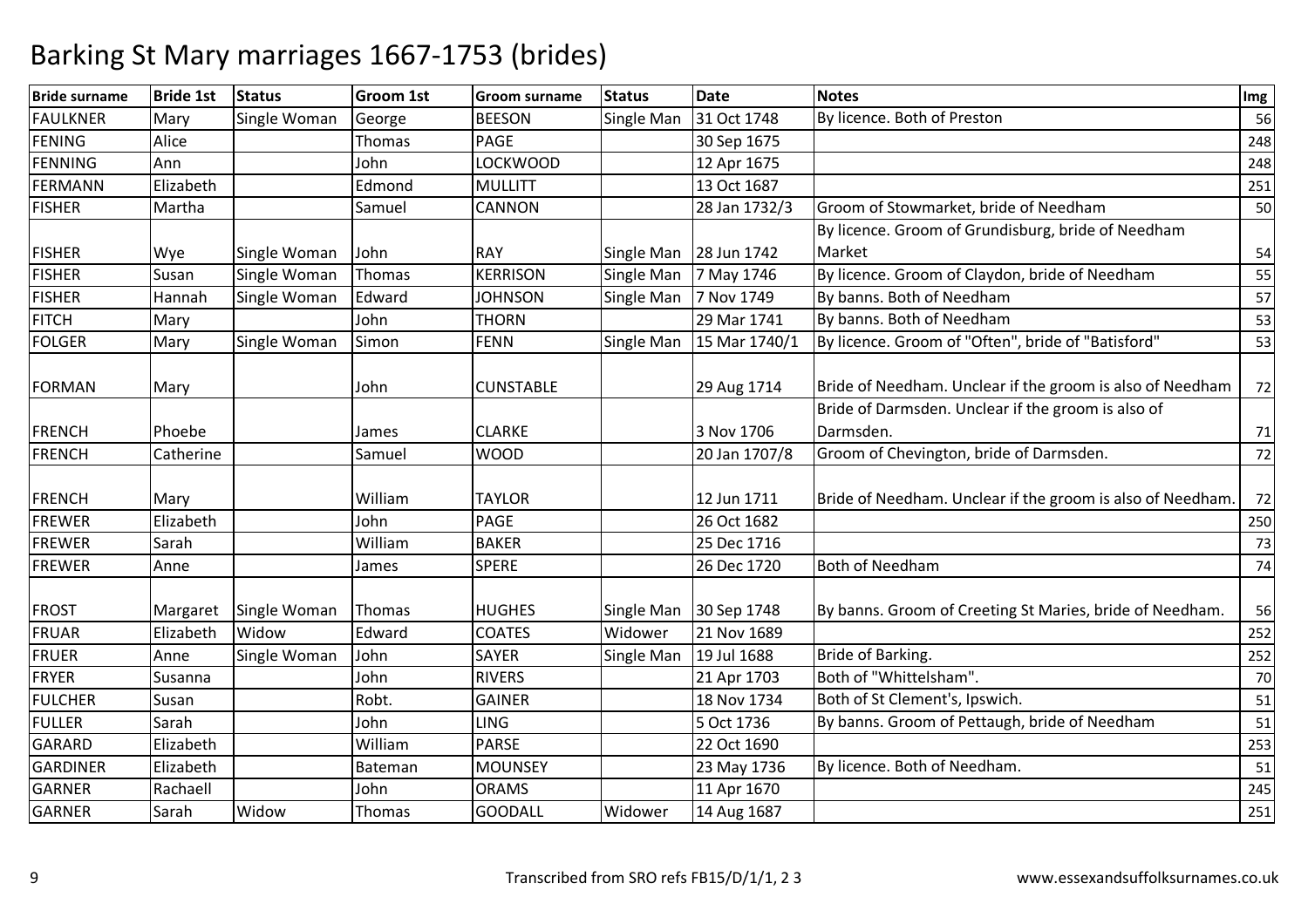# Barking St Mary marriages 1667-1753 (brides)

| Bride surname | Bride 1st | Status | Groom 1st | Groom surname | Status | Date | Notes | Img |
|---|---|---|---|---|---|---|---|---|
| FAULKNER | Mary | Single Woman | George | BEESON | Single Man | 31 Oct 1748 | By licence. Both of Preston | 56 |
| FENING | Alice | | Thomas | PAGE | | 30 Sep 1675 | | 248 |
| FENNING | Ann | | John | LOCKWOOD | | 12 Apr 1675 | | 248 |
| FERMANN | Elizabeth | | Edmond | MULLITT | | 13 Oct 1687 | | 251 |
| FISHER | Martha | | Samuel | CANNON | | 28 Jan 1732/3 | Groom of Stowmarket, bride of Needham | 50 |
| FISHER | Wye | Single Woman | John | RAY | Single Man | 28 Jun 1742 | By licence. Groom of Grundisburg, bride of Needham Market | 54 |
| FISHER | Susan | Single Woman | Thomas | KERRISON | Single Man | 7 May 1746 | By licence. Groom of Claydon, bride of Needham | 55 |
| FISHER | Hannah | Single Woman | Edward | JOHNSON | Single Man | 7 Nov 1749 | By banns. Both of Needham | 57 |
| FITCH | Mary | | John | THORN | | 29 Mar 1741 | By banns. Both of Needham | 53 |
| FOLGER | Mary | Single Woman | Simon | FENN | Single Man | 15 Mar 1740/1 | By licence. Groom of "Often", bride of "Batisford" | 53 |
| FORMAN | Mary | | John | CUNSTABLE | | 29 Aug 1714 | Bride of Needham. Unclear if the groom is also of Needham | 72 |
| FRENCH | Phoebe | | James | CLARKE | | 3 Nov 1706 | Bride of Darmsden. Unclear if the groom is also of Darmsden. | 71 |
| FRENCH | Catherine | | Samuel | WOOD | | 20 Jan 1707/8 | Groom of Chevington, bride of Darmsden. | 72 |
| FRENCH | Mary | | William | TAYLOR | | 12 Jun 1711 | Bride of Needham. Unclear if the groom is also of Needham. | 72 |
| FREWER | Elizabeth | | John | PAGE | | 26 Oct 1682 | | 250 |
| FREWER | Sarah | | William | BAKER | | 25 Dec 1716 | | 73 |
| FREWER | Anne | | James | SPERE | | 26 Dec 1720 | Both of Needham | 74 |
| FROST | Margaret | Single Woman | Thomas | HUGHES | Single Man | 30 Sep 1748 | By banns. Groom of Creeting St Maries, bride of Needham. | 56 |
| FRUAR | Elizabeth | Widow | Edward | COATES | Widower | 21 Nov 1689 | | 252 |
| FRUER | Anne | Single Woman | John | SAYER | Single Man | 19 Jul 1688 | Bride of Barking. | 252 |
| FRYER | Susanna | | John | RIVERS | | 21 Apr 1703 | Both of "Whittelsham". | 70 |
| FULCHER | Susan | | Robt. | GAINER | | 18 Nov 1734 | Both of St Clement's, Ipswich. | 51 |
| FULLER | Sarah | | John | LING | | 5 Oct 1736 | By banns. Groom of Pettaugh, bride of Needham | 51 |
| GARARD | Elizabeth | | William | PARSE | | 22 Oct 1690 | | 253 |
| GARDINER | Elizabeth | | Bateman | MOUNSEY | | 23 May 1736 | By licence. Both of Needham. | 51 |
| GARNER | Rachaell | | John | ORAMS | | 11 Apr 1670 | | 245 |
| GARNER | Sarah | Widow | Thomas | GOODALL | Widower | 14 Aug 1687 | | 251 |

Transcribed from SRO refs FB15/D/1/1, 2 3

www.essexandsuffolksurnames.co.uk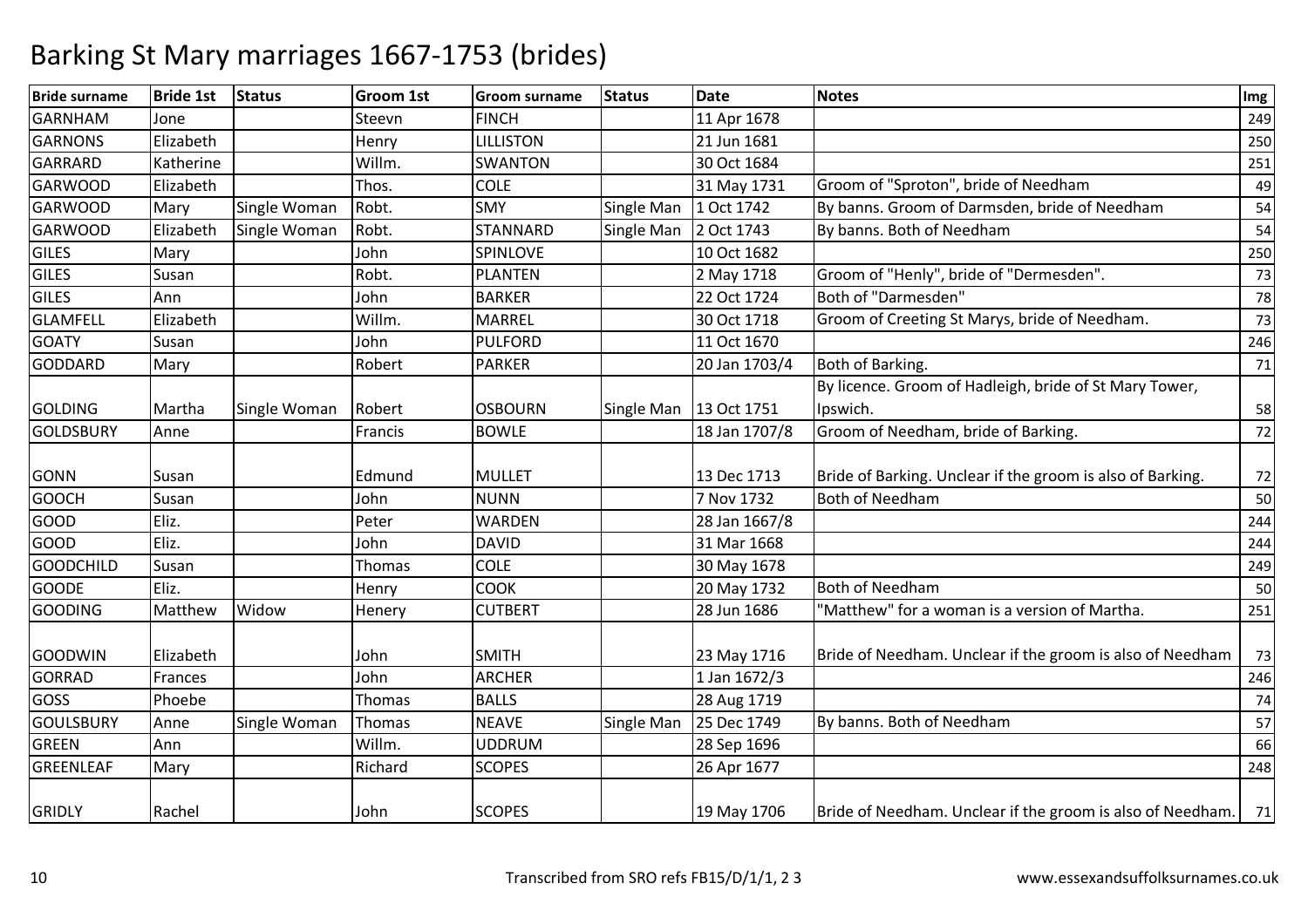# Barking St Mary marriages 1667-1753 (brides)

| Bride surname | Bride 1st | Status | Groom 1st | Groom surname | Status | Date | Notes | Img |
|---|---|---|---|---|---|---|---|---|
| GARNHAM | Jone | | Steevn | FINCH | | 11 Apr 1678 | | 249 |
| GARNONS | Elizabeth | | Henry | LILLISTON | | 21 Jun 1681 | | 250 |
| GARRARD | Katherine | | Willm. | SWANTON | | 30 Oct 1684 | | 251 |
| GARWOOD | Elizabeth | | Thos. | COLE | | 31 May 1731 | Groom of "Sproton", bride of Needham | 49 |
| GARWOOD | Mary | Single Woman | Robt. | SMY | Single Man | 1 Oct 1742 | By banns. Groom of Darmsden, bride of Needham | 54 |
| GARWOOD | Elizabeth | Single Woman | Robt. | STANNARD | Single Man | 2 Oct 1743 | By banns. Both of Needham | 54 |
| GILES | Mary | | John | SPINLOVE | | 10 Oct 1682 | | 250 |
| GILES | Susan | | Robt. | PLANTEN | | 2 May 1718 | Groom of "Henly", bride of "Dermesden". | 73 |
| GILES | Ann | | John | BARKER | | 22 Oct 1724 | Both of "Darmesden" | 78 |
| GLAMFELL | Elizabeth | | Willm. | MARREL | | 30 Oct 1718 | Groom of Creeting St Marys, bride of Needham. | 73 |
| GOATY | Susan | | John | PULFORD | | 11 Oct 1670 | | 246 |
| GODDARD | Mary | | Robert | PARKER | | 20 Jan 1703/4 | Both of Barking. | 71 |
| GOLDING | Martha | Single Woman | Robert | OSBOURN | Single Man | 13 Oct 1751 | By licence. Groom of Hadleigh, bride of St Mary Tower, Ipswich. | 58 |
| GOLDSBURY | Anne | | Francis | BOWLE | | 18 Jan 1707/8 | Groom of Needham, bride of Barking. | 72 |
| GONN | Susan | | Edmund | MULLET | | 13 Dec 1713 | Bride of Barking. Unclear if the groom is also of Barking. | 72 |
| GOOCH | Susan | | John | NUNN | | 7 Nov 1732 | Both of Needham | 50 |
| GOOD | Eliz. | | Peter | WARDEN | | 28 Jan 1667/8 | | 244 |
| GOOD | Eliz. | | John | DAVID | | 31 Mar 1668 | | 244 |
| GOODCHILD | Susan | | Thomas | COLE | | 30 May 1678 | | 249 |
| GOODE | Eliz. | | Henry | COOK | | 20 May 1732 | Both of Needham | 50 |
| GOODING | Matthew | Widow | Henery | CUTBERT | | 28 Jun 1686 | "Matthew" for a woman is a version of Martha. | 251 |
| GOODWIN | Elizabeth | | John | SMITH | | 23 May 1716 | Bride of Needham. Unclear if the groom is also of Needham | 73 |
| GORRAD | Frances | | John | ARCHER | | 1 Jan 1672/3 | | 246 |
| GOSS | Phoebe | | Thomas | BALLS | | 28 Aug 1719 | | 74 |
| GOULSBURY | Anne | Single Woman | Thomas | NEAVE | Single Man | 25 Dec 1749 | By banns. Both of Needham | 57 |
| GREEN | Ann | | Willm. | UDDRUM | | 28 Sep 1696 | | 66 |
| GREENLEAF | Mary | | Richard | SCOPES | | 26 Apr 1677 | | 248 |
| GRIDLY | Rachel | | John | SCOPES | | 19 May 1706 | Bride of Needham. Unclear if the groom is also of Needham. | 71 |

Transcribed from SRO refs FB15/D/1/1, 2 3 www.essexandsuffolksurnames.co.uk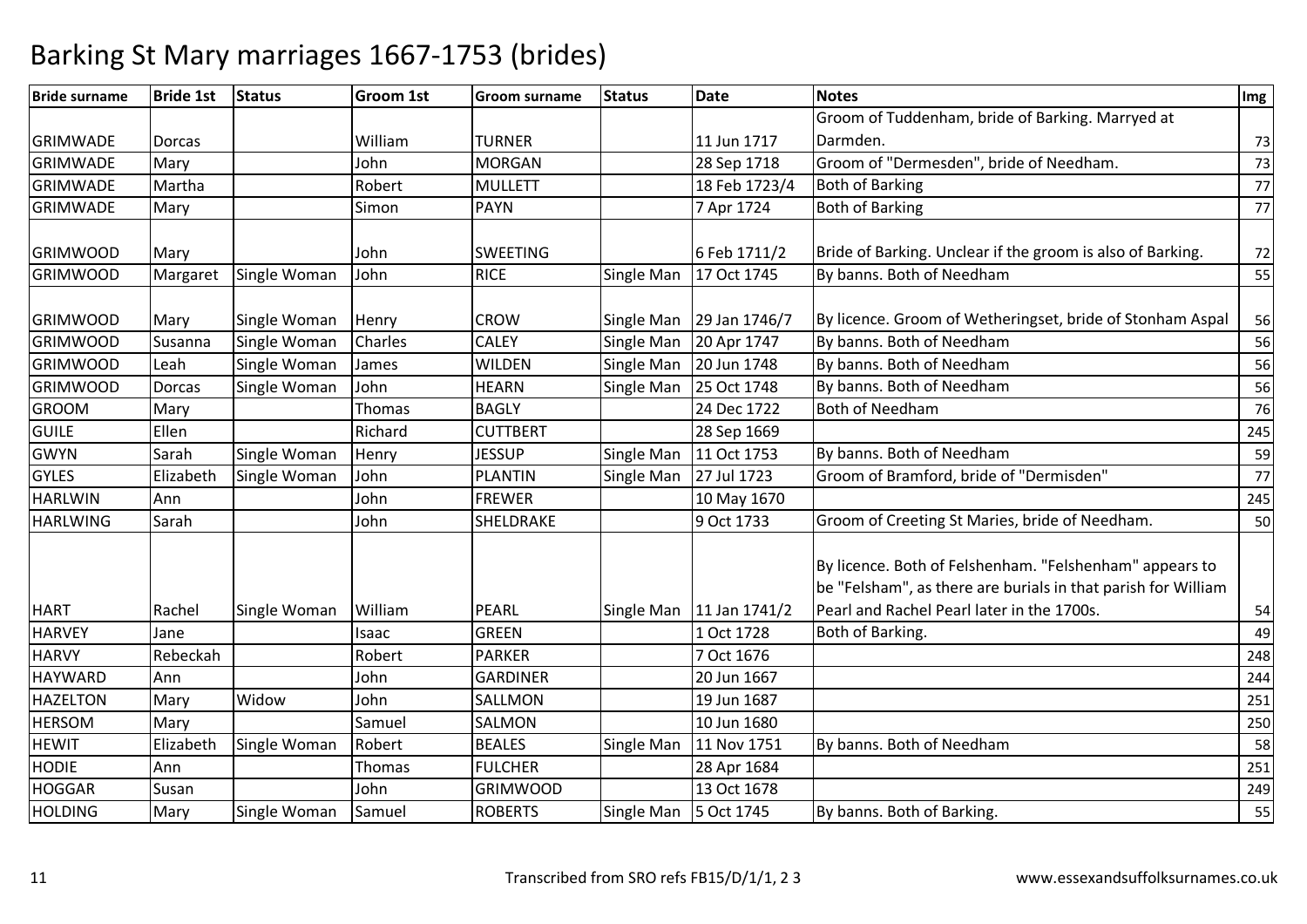# Barking St Mary marriages 1667-1753 (brides)

| Bride surname | Bride 1st | Status | Groom 1st | Groom surname | Status | Date | Notes | Img |
|---|---|---|---|---|---|---|---|---|
| GRIMWADE | Dorcas | | William | TURNER | | 11 Jun 1717 | Groom of Tuddenham, bride of Barking. Marryed at Darmden. | 73 |
| GRIMWADE | Mary | | John | MORGAN | | 28 Sep 1718 | Groom of "Dermesden", bride of Needham. | 73 |
| GRIMWADE | Martha | | Robert | MULLETT | | 18 Feb 1723/4 | Both of Barking | 77 |
| GRIMWADE | Mary | | Simon | PAYN | | 7 Apr 1724 | Both of Barking | 77 |
| GRIMWOOD | Mary | | John | SWEETING | | 6 Feb 1711/2 | Bride of Barking. Unclear if the groom is also of Barking. | 72 |
| GRIMWOOD | Margaret | Single Woman | John | RICE | Single Man | 17 Oct 1745 | By banns. Both of Needham | 55 |
| GRIMWOOD | Mary | Single Woman | Henry | CROW | Single Man | 29 Jan 1746/7 | By licence. Groom of Wetheringset, bride of Stonham Aspal | 56 |
| GRIMWOOD | Susanna | Single Woman | Charles | CALEY | Single Man | 20 Apr 1747 | By banns. Both of Needham | 56 |
| GRIMWOOD | Leah | Single Woman | James | WILDEN | Single Man | 20 Jun 1748 | By banns. Both of Needham | 56 |
| GRIMWOOD | Dorcas | Single Woman | John | HEARN | Single Man | 25 Oct 1748 | By banns. Both of Needham | 56 |
| GROOM | Mary | | Thomas | BAGLY | | 24 Dec 1722 | Both of Needham | 76 |
| GUILE | Ellen | | Richard | CUTTBERT | | 28 Sep 1669 | | 245 |
| GWYN | Sarah | Single Woman | Henry | JESSUP | Single Man | 11 Oct 1753 | By banns. Both of Needham | 59 |
| GYLES | Elizabeth | Single Woman | John | PLANTIN | Single Man | 27 Jul 1723 | Groom of Bramford, bride of "Dermisden" | 77 |
| HARLWIN | Ann | | John | FREWER | | 10 May 1670 | | 245 |
| HARLWING | Sarah | | John | SHELDRAKE | | 9 Oct 1733 | Groom of Creeting St Maries, bride of Needham. | 50 |
| HART | Rachel | Single Woman | William | PEARL | Single Man | 11 Jan 1741/2 | By licence. Both of Felshenham. "Felshenham" appears to be "Felsham", as there are burials in that parish for William Pearl and Rachel Pearl later in the 1700s. | 54 |
| HARVEY | Jane | | Isaac | GREEN | | 1 Oct 1728 | Both of Barking. | 49 |
| HARVY | Rebeckah | | Robert | PARKER | | 7 Oct 1676 | | 248 |
| HAYWARD | Ann | | John | GARDINER | | 20 Jun 1667 | | 244 |
| HAZELTON | Mary | Widow | John | SALLMON | | 19 Jun 1687 | | 251 |
| HERSOM | Mary | | Samuel | SALMON | | 10 Jun 1680 | | 250 |
| HEWIT | Elizabeth | Single Woman | Robert | BEALES | Single Man | 11 Nov 1751 | By banns. Both of Needham | 58 |
| HODIE | Ann | | Thomas | FULCHER | | 28 Apr 1684 | | 251 |
| HOGGAR | Susan | | John | GRIMWOOD | | 13 Oct 1678 | | 249 |
| HOLDING | Mary | Single Woman | Samuel | ROBERTS | Single Man | 5 Oct 1745 | By banns. Both of Barking. | 55 |

Transcribed from SRO refs FB15/D/1/1, 2 3 www.essexandsuffolksurnames.co.uk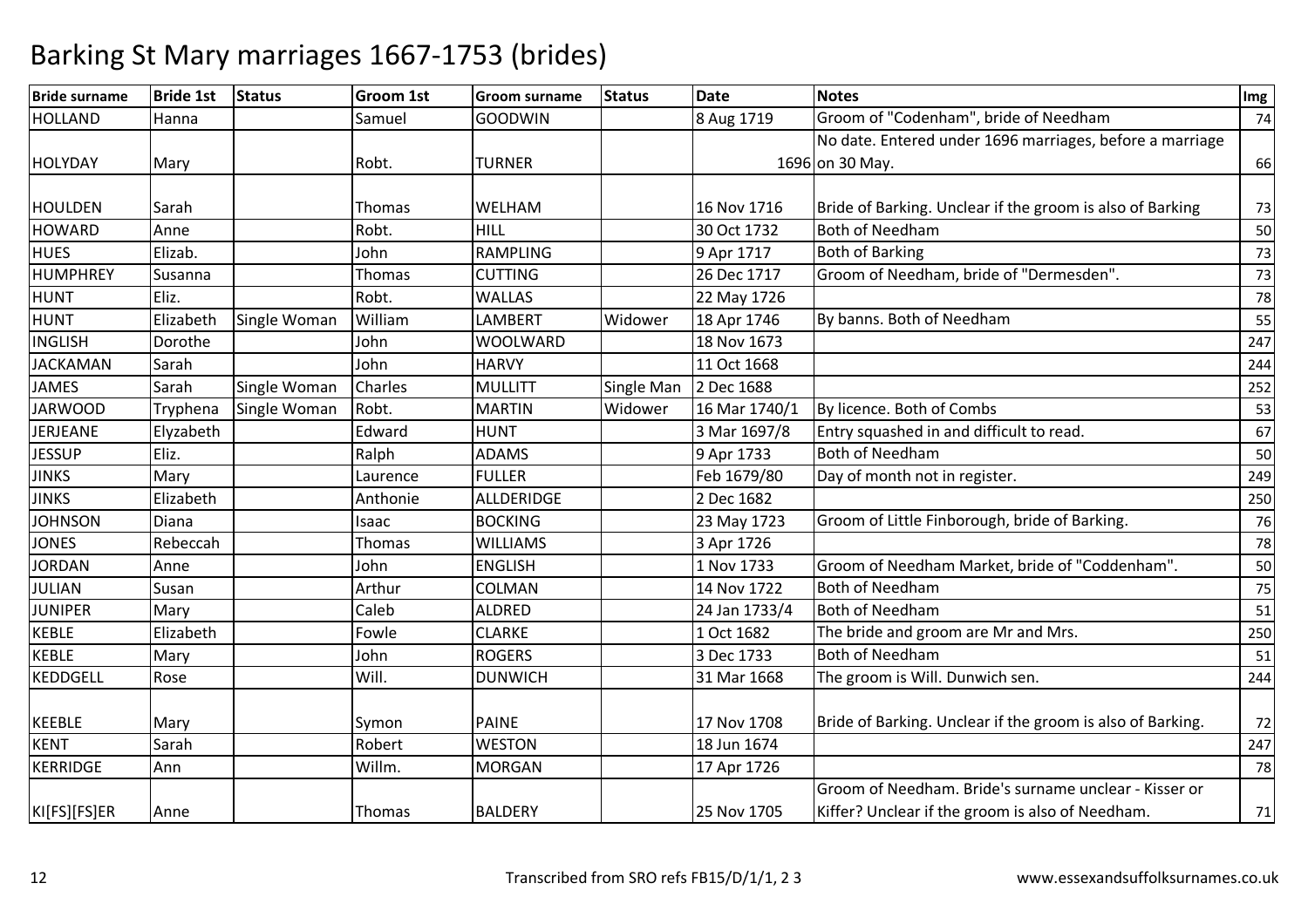# Barking St Mary marriages 1667-1753 (brides)

| Bride surname | Bride 1st | Status | Groom 1st | Groom surname | Status | Date | Notes | Img |
|---|---|---|---|---|---|---|---|---|
| HOLLAND | Hanna | | Samuel | GOODWIN | | 8 Aug 1719 | Groom of "Codenham", bride of Needham | 74 |
| HOLYDAY | Mary | | Robt. | TURNER | | 1696 | No date. Entered under 1696 marriages, before a marriage on 30 May. | 66 |
| HOULDEN | Sarah | | Thomas | WELHAM | | 16 Nov 1716 | Bride of Barking. Unclear if the groom is also of Barking | 73 |
| HOWARD | Anne | | Robt. | HILL | | 30 Oct 1732 | Both of Needham | 50 |
| HUES | Elizab. | | John | RAMPLING | | 9 Apr 1717 | Both of Barking | 73 |
| HUMPHREY | Susanna | | Thomas | CUTTING | | 26 Dec 1717 | Groom of Needham, bride of "Dermesden". | 73 |
| HUNT | Eliz. | | Robt. | WALLAS | | 22 May 1726 | | 78 |
| HUNT | Elizabeth | Single Woman | William | LAMBERT | Widower | 18 Apr 1746 | By banns. Both of Needham | 55 |
| INGLISH | Dorothe | | John | WOOLWARD | | 18 Nov 1673 | | 247 |
| JACKAMAN | Sarah | | John | HARVY | | 11 Oct 1668 | | 244 |
| JAMES | Sarah | Single Woman | Charles | MULLITT | Single Man | 2 Dec 1688 | | 252 |
| JARWOOD | Tryphena | Single Woman | Robt. | MARTIN | Widower | 16 Mar 1740/1 | By licence. Both of Combs | 53 |
| JERJEANE | Elyzabeth | | Edward | HUNT | | 3 Mar 1697/8 | Entry squashed in and difficult to read. | 67 |
| JESSUP | Eliz. | | Ralph | ADAMS | | 9 Apr 1733 | Both of Needham | 50 |
| JINKS | Mary | | Laurence | FULLER | | Feb 1679/80 | Day of month not in register. | 249 |
| JINKS | Elizabeth | | Anthonie | ALLDERIDGE | | 2 Dec 1682 | | 250 |
| JOHNSON | Diana | | Isaac | BOCKING | | 23 May 1723 | Groom of Little Finborough, bride of Barking. | 76 |
| JONES | Rebeccah | | Thomas | WILLIAMS | | 3 Apr 1726 | | 78 |
| JORDAN | Anne | | John | ENGLISH | | 1 Nov 1733 | Groom of Needham Market, bride of "Coddenham". | 50 |
| JULIAN | Susan | | Arthur | COLMAN | | 14 Nov 1722 | Both of Needham | 75 |
| JUNIPER | Mary | | Caleb | ALDRED | | 24 Jan 1733/4 | Both of Needham | 51 |
| KEBLE | Elizabeth | | Fowle | CLARKE | | 1 Oct 1682 | The bride and groom are Mr and Mrs. | 250 |
| KEBLE | Mary | | John | ROGERS | | 3 Dec 1733 | Both of Needham | 51 |
| KEDDGELL | Rose | | Will. | DUNWICH | | 31 Mar 1668 | The groom is Will. Dunwich sen. | 244 |
| KEEBLE | Mary | | Symon | PAINE | | 17 Nov 1708 | Bride of Barking. Unclear if the groom is also of Barking. | 72 |
| KENT | Sarah | | Robert | WESTON | | 18 Jun 1674 | | 247 |
| KERRIDGE | Ann | | Willm. | MORGAN | | 17 Apr 1726 | | 78 |
| KI[FS][FS]ER | Anne | | Thomas | BALDERY | | 25 Nov 1705 | Groom of Needham. Bride's surname unclear - Kisser or Kiffer? Unclear if the groom is also of Needham. | 71 |

Transcribed from SRO refs FB15/D/1/1, 2 3 www.essexandsuffolksurnames.co.uk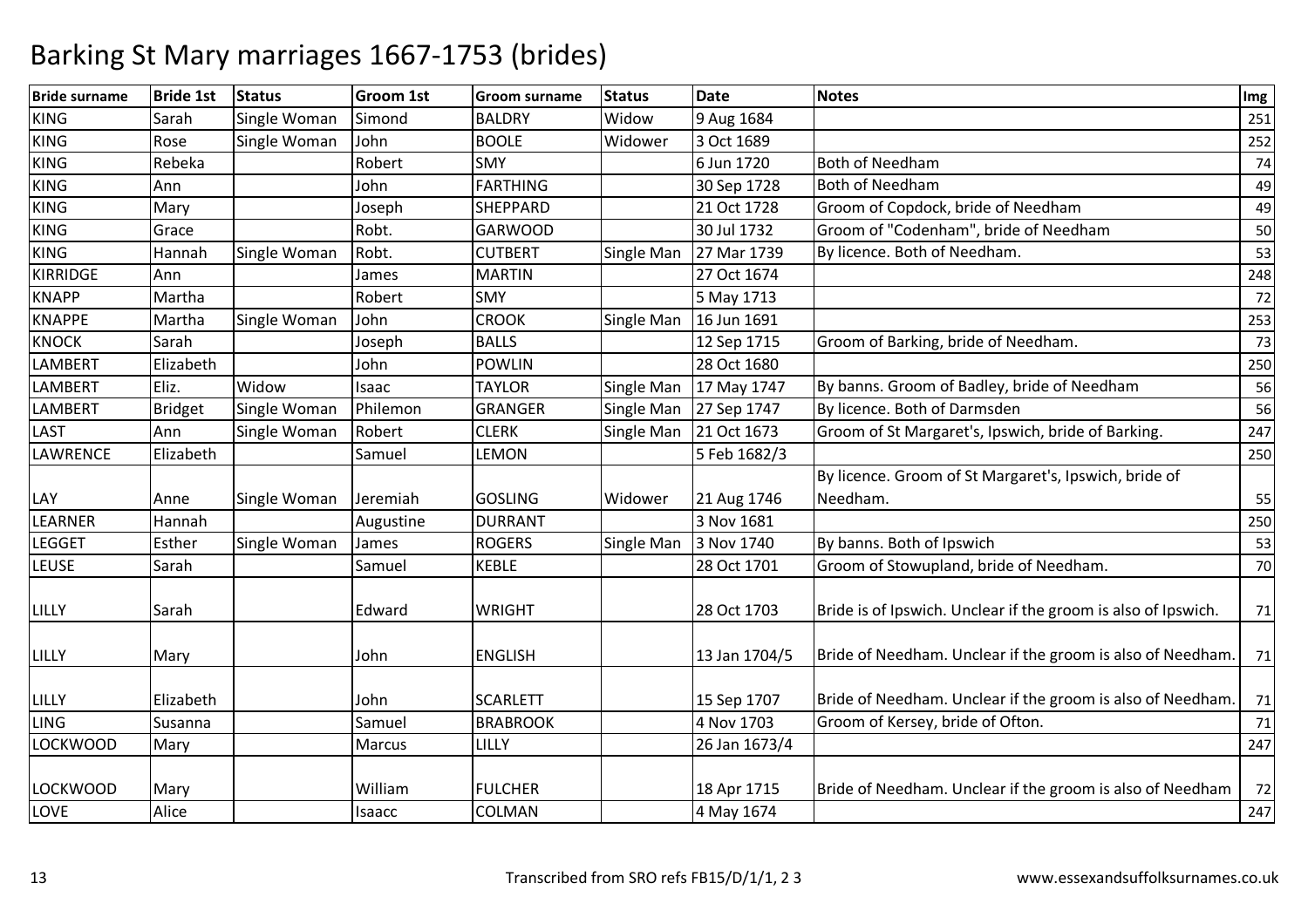# Barking St Mary marriages 1667-1753 (brides)

| Bride surname | Bride 1st | Status | Groom 1st | Groom surname | Status | Date | Notes | Img |
|---|---|---|---|---|---|---|---|---|
| KING | Sarah | Single Woman | Simond | BALDRY | Widow | 9 Aug 1684 | | 251 |
| KING | Rose | Single Woman | John | BOOLE | Widower | 3 Oct 1689 | | 252 |
| KING | Rebeka | | Robert | SMY | | 6 Jun 1720 | Both of Needham | 74 |
| KING | Ann | | John | FARTHING | | 30 Sep 1728 | Both of Needham | 49 |
| KING | Mary | | Joseph | SHEPPARD | | 21 Oct 1728 | Groom of Copdock, bride of Needham | 49 |
| KING | Grace | | Robt. | GARWOOD | | 30 Jul 1732 | Groom of "Codenham", bride of Needham | 50 |
| KING | Hannah | Single Woman | Robt. | CUTBERT | Single Man | 27 Mar 1739 | By licence. Both of Needham. | 53 |
| KIRRIDGE | Ann | | James | MARTIN | | 27 Oct 1674 | | 248 |
| KNAPP | Martha | | Robert | SMY | | 5 May 1713 | | 72 |
| KNAPPE | Martha | Single Woman | John | CROOK | Single Man | 16 Jun 1691 | | 253 |
| KNOCK | Sarah | | Joseph | BALLS | | 12 Sep 1715 | Groom of Barking, bride of Needham. | 73 |
| LAMBERT | Elizabeth | | John | POWLIN | | 28 Oct 1680 | | 250 |
| LAMBERT | Eliz. | Widow | Isaac | TAYLOR | Single Man | 17 May 1747 | By banns. Groom of Badley, bride of Needham | 56 |
| LAMBERT | Bridget | Single Woman | Philemon | GRANGER | Single Man | 27 Sep 1747 | By licence. Both of Darmsden | 56 |
| LAST | Ann | Single Woman | Robert | CLERK | Single Man | 21 Oct 1673 | Groom of St Margaret's, Ipswich, bride of Barking. | 247 |
| LAWRENCE | Elizabeth | | Samuel | LEMON | | 5 Feb 1682/3 | | 250 |
| LAY | Anne | Single Woman | Jeremiah | GOSLING | Widower | 21 Aug 1746 | By licence. Groom of St Margaret's, Ipswich, bride of Needham. | 55 |
| LEARNER | Hannah | | Augustine | DURRANT | | 3 Nov 1681 | | 250 |
| LEGGET | Esther | Single Woman | James | ROGERS | Single Man | 3 Nov 1740 | By banns. Both of Ipswich | 53 |
| LEUSE | Sarah | | Samuel | KEBLE | | 28 Oct 1701 | Groom of Stowupland, bride of Needham. | 70 |
| LILLY | Sarah | | Edward | WRIGHT | | 28 Oct 1703 | Bride is of Ipswich. Unclear if the groom is also of Ipswich. | 71 |
| LILLY | Mary | | John | ENGLISH | | 13 Jan 1704/5 | Bride of Needham. Unclear if the groom is also of Needham. | 71 |
| LILLY | Elizabeth | | John | SCARLETT | | 15 Sep 1707 | Bride of Needham. Unclear if the groom is also of Needham. | 71 |
| LING | Susanna | | Samuel | BRABROOK | | 4 Nov 1703 | Groom of Kersey, bride of Ofton. | 71 |
| LOCKWOOD | Mary | | Marcus | LILLY | | 26 Jan 1673/4 | | 247 |
| LOCKWOOD | Mary | | William | FULCHER | | 18 Apr 1715 | Bride of Needham. Unclear if the groom is also of Needham | 72 |
| LOVE | Alice | | Isaacc | COLMAN | | 4 May 1674 | | 247 |

Transcribed from SRO refs FB15/D/1/1, 2 3

www.essexandsuffolksurnames.co.uk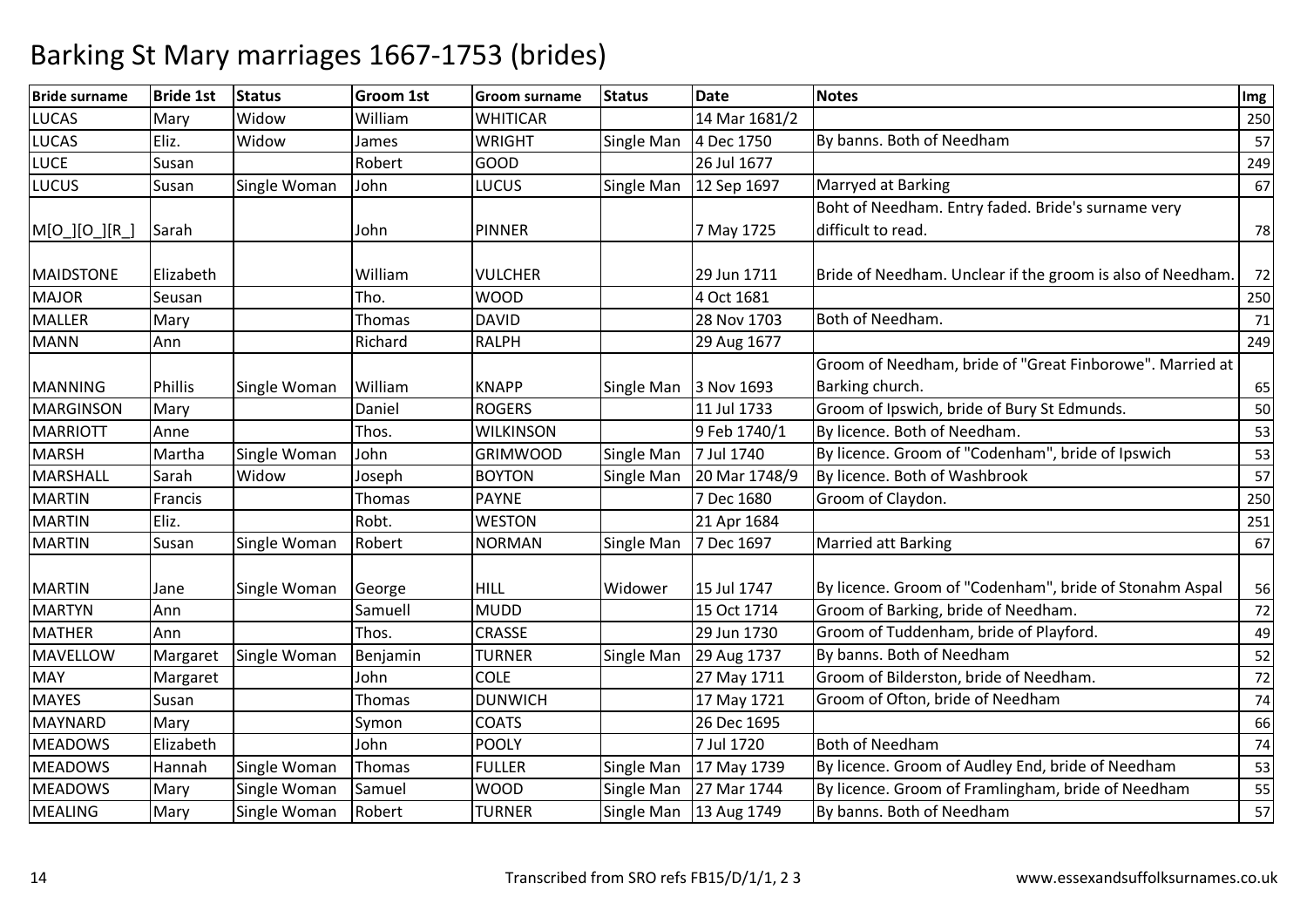# Barking St Mary marriages 1667-1753 (brides)

| Bride surname | Bride 1st | Status | Groom 1st | Groom surname | Status | Date | Notes | Img |
|---|---|---|---|---|---|---|---|---|
| LUCAS | Mary | Widow | William | WHITICAR | | 14 Mar 1681/2 | | 250 |
| LUCAS | Eliz. | Widow | James | WRIGHT | Single Man | 4 Dec 1750 | By banns. Both of Needham | 57 |
| LUCE | Susan | | Robert | GOOD | | 26 Jul 1677 | | 249 |
| LUCUS | Susan | Single Woman | John | LUCUS | Single Man | 12 Sep 1697 | Marryed at Barking | 67 |
| M[O_][O_][R_] | Sarah | | John | PINNER | | 7 May 1725 | Boht of Needham. Entry faded. Bride's surname very difficult to read. | 78 |
| MAIDSTONE | Elizabeth | | William | VULCHER | | 29 Jun 1711 | Bride of Needham. Unclear if the groom is also of Needham. | 72 |
| MAJOR | Seusan | | Tho. | WOOD | | 4 Oct 1681 | | 250 |
| MALLER | Mary | | Thomas | DAVID | | 28 Nov 1703 | Both of Needham. | 71 |
| MANN | Ann | | Richard | RALPH | | 29 Aug 1677 | | 249 |
| MANNING | Phillis | Single Woman | William | KNAPP | Single Man | 3 Nov 1693 | Groom of Needham, bride of "Great Finborowe". Married at Barking church. | 65 |
| MARGINSON | Mary | | Daniel | ROGERS | | 11 Jul 1733 | Groom of Ipswich, bride of Bury St Edmunds. | 50 |
| MARRIOTT | Anne | | Thos. | WILKINSON | | 9 Feb 1740/1 | By licence. Both of Needham. | 53 |
| MARSH | Martha | Single Woman | John | GRIMWOOD | Single Man | 7 Jul 1740 | By licence. Groom of "Codenham", bride of Ipswich | 53 |
| MARSHALL | Sarah | Widow | Joseph | BOYTON | Single Man | 20 Mar 1748/9 | By licence. Both of Washbrook | 57 |
| MARTIN | Francis | | Thomas | PAYNE | | 7 Dec 1680 | Groom of Claydon. | 250 |
| MARTIN | Eliz. | | Robt. | WESTON | | 21 Apr 1684 | | 251 |
| MARTIN | Susan | Single Woman | Robert | NORMAN | Single Man | 7 Dec 1697 | Married att Barking | 67 |
| MARTIN | Jane | Single Woman | George | HILL | Widower | 15 Jul 1747 | By licence. Groom of "Codenham", bride of Stonahm Aspal | 56 |
| MARTYN | Ann | | Samuell | MUDD | | 15 Oct 1714 | Groom of Barking, bride of Needham. | 72 |
| MATHER | Ann | | Thos. | CRASSE | | 29 Jun 1730 | Groom of Tuddenham, bride of Playford. | 49 |
| MAVELLOW | Margaret | Single Woman | Benjamin | TURNER | Single Man | 29 Aug 1737 | By banns. Both of Needham | 52 |
| MAY | Margaret | | John | COLE | | 27 May 1711 | Groom of Bilderston, bride of Needham. | 72 |
| MAYES | Susan | | Thomas | DUNWICH | | 17 May 1721 | Groom of Ofton, bride of Needham | 74 |
| MAYNARD | Mary | | Symon | COATS | | 26 Dec 1695 | | 66 |
| MEADOWS | Elizabeth | | John | POOLY | | 7 Jul 1720 | Both of Needham | 74 |
| MEADOWS | Hannah | Single Woman | Thomas | FULLER | Single Man | 17 May 1739 | By licence. Groom of Audley End, bride of Needham | 53 |
| MEADOWS | Mary | Single Woman | Samuel | WOOD | Single Man | 27 Mar 1744 | By licence. Groom of Framlingham, bride of Needham | 55 |
| MEALING | Mary | Single Woman | Robert | TURNER | Single Man | 13 Aug 1749 | By banns. Both of Needham | 57 |

Transcribed from SRO refs FB15/D/1/1, 2 3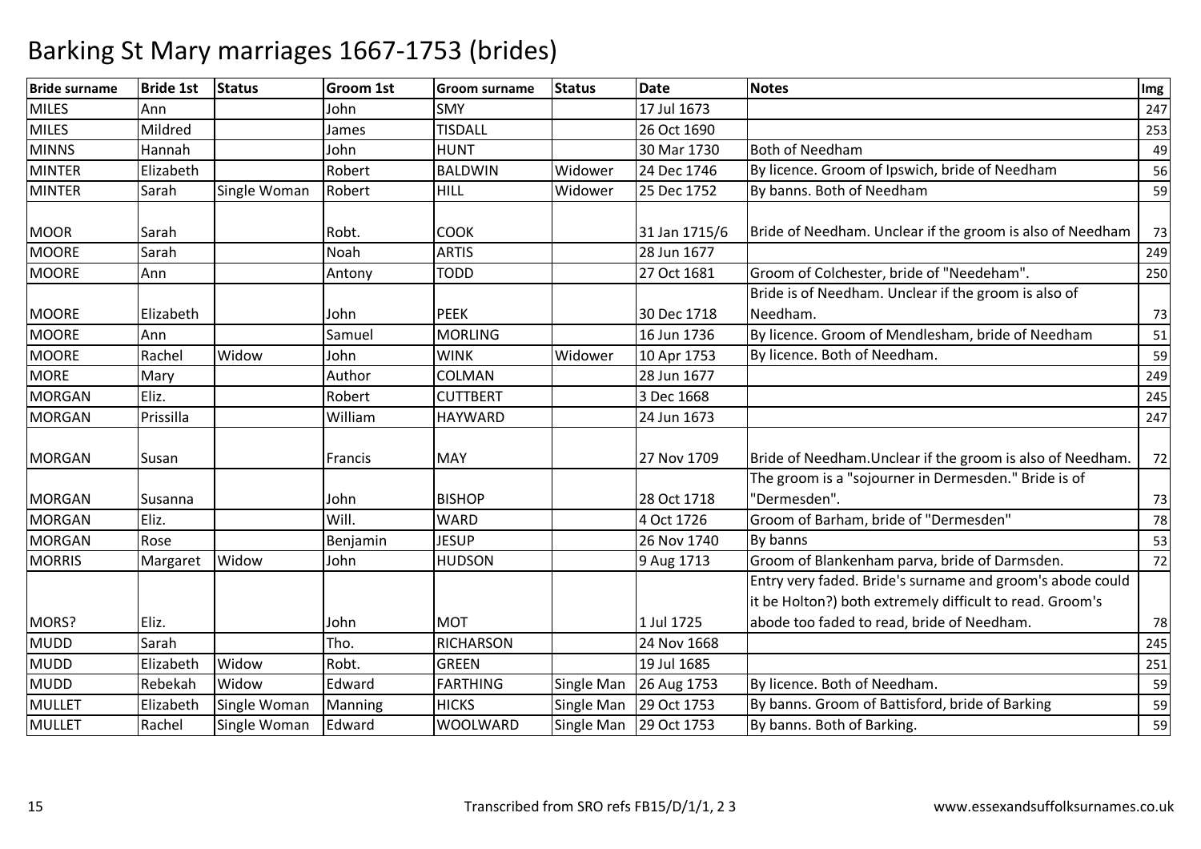# Barking St Mary marriages 1667-1753 (brides)

| Bride surname | Bride 1st | Status | Groom 1st | Groom surname | Status | Date | Notes | Img |
|---|---|---|---|---|---|---|---|---|
| MILES | Ann | | John | SMY | | 17 Jul 1673 | | 247 |
| MILES | Mildred | | James | TISDALL | | 26 Oct 1690 | | 253 |
| MINNS | Hannah | | John | HUNT | | 30 Mar 1730 | Both of Needham | 49 |
| MINTER | Elizabeth | | Robert | BALDWIN | Widower | 24 Dec 1746 | By licence. Groom of Ipswich, bride of Needham | 56 |
| MINTER | Sarah | Single Woman | Robert | HILL | Widower | 25 Dec 1752 | By banns. Both of Needham | 59 |
| MOOR | Sarah | | Robt. | COOK | | 31 Jan 1715/6 | Bride of Needham. Unclear if the groom is also of Needham | 73 |
| MOORE | Sarah | | Noah | ARTIS | | 28 Jun 1677 | | 249 |
| MOORE | Ann | | Antony | TODD | | 27 Oct 1681 | Groom of Colchester, bride of "Needeham". | 250 |
| MOORE | Elizabeth | | John | PEEK | | 30 Dec 1718 | Bride is of Needham. Unclear if the groom is also of Needham. | 73 |
| MOORE | Ann | | Samuel | MORLING | | 16 Jun 1736 | By licence. Groom of Mendlesham, bride of Needham | 51 |
| MOORE | Rachel | Widow | John | WINK | Widower | 10 Apr 1753 | By licence. Both of Needham. | 59 |
| MORE | Mary | | Author | COLMAN | | 28 Jun 1677 | | 249 |
| MORGAN | Eliz. | | Robert | CUTTBERT | | 3 Dec 1668 | | 245 |
| MORGAN | Prissilla | | William | HAYWARD | | 24 Jun 1673 | | 247 |
| MORGAN | Susan | | Francis | MAY | | 27 Nov 1709 | Bride of Needham.Unclear if the groom is also of Needham. | 72 |
| MORGAN | Susanna | | John | BISHOP | | 28 Oct 1718 | The groom is a "sojourner in Dermesden." Bride is of "Dermesden". | 73 |
| MORGAN | Eliz. | | Will. | WARD | | 4 Oct 1726 | Groom of Barham, bride of "Dermesden" | 78 |
| MORGAN | Rose | | Benjamin | JESUP | | 26 Nov 1740 | By banns | 53 |
| MORRIS | Margaret | Widow | John | HUDSON | | 9 Aug 1713 | Groom of Blankenham parva, bride of Darmsden. | 72 |
| MORS? | Eliz. | | John | MOT | | 1 Jul 1725 | Entry very faded. Bride's surname and groom's abode could it be Holton?) both extremely difficult to read. Groom's abode too faded to read, bride of Needham. | 78 |
| MUDD | Sarah | | Tho. | RICHARSON | | 24 Nov 1668 | | 245 |
| MUDD | Elizabeth | Widow | Robt. | GREEN | | 19 Jul 1685 | | 251 |
| MUDD | Rebekah | Widow | Edward | FARTHING | Single Man | 26 Aug 1753 | By licence. Both of Needham. | 59 |
| MULLET | Elizabeth | Single Woman | Manning | HICKS | Single Man | 29 Oct 1753 | By banns. Groom of Battisford, bride of Barking | 59 |
| MULLET | Rachel | Single Woman | Edward | WOOLWARD | Single Man | 29 Oct 1753 | By banns. Both of Barking. | 59 |

Transcribed from SRO refs FB15/D/1/1, 2 3

www.essexandsuffolksurnames.co.uk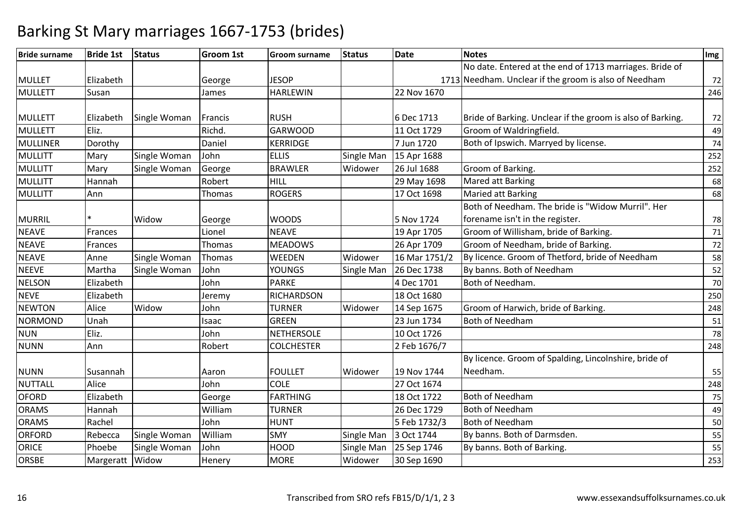# Barking St Mary marriages 1667-1753 (brides)

| Bride surname | Bride 1st | Status | Groom 1st | Groom surname | Status | Date | Notes | Img |
|---|---|---|---|---|---|---|---|---|
| MULLET | Elizabeth | | George | JESOP | | 1713 | No date. Entered at the end of 1713 marriages. Bride of Needham. Unclear if the groom is also of Needham | 72 |
| MULLETT | Susan | | James | HARLEWIN | | 22 Nov 1670 | | 246 |
| MULLETT | Elizabeth | Single Woman | Francis | RUSH | | 6 Dec 1713 | Bride of Barking. Unclear if the groom is also of Barking. | 72 |
| MULLETT | Eliz. | | Richd. | GARWOOD | | 11 Oct 1729 | Groom of Waldringfield. | 49 |
| MULLINER | Dorothy | | Daniel | KERRIDGE | | 7 Jun 1720 | Both of Ipswich. Marryed by license. | 74 |
| MULLITT | Mary | Single Woman | John | ELLIS | Single Man | 15 Apr 1688 | | 252 |
| MULLITT | Mary | Single Woman | George | BRAWLER | Widower | 26 Jul 1688 | Groom of Barking. | 252 |
| MULLITT | Hannah | | Robert | HILL | | 29 May 1698 | Mared att Barking | 68 |
| MULLITT | Ann | | Thomas | ROGERS | | 17 Oct 1698 | Maried att Barking | 68 |
| MURRIL | * | Widow | George | WOODS | | 5 Nov 1724 | Both of Needham. The bride is "Widow Murril". Her forename isn't in the register. | 78 |
| NEAVE | Frances | | Lionel | NEAVE | | 19 Apr 1705 | Groom of Willisham, bride of Barking. | 71 |
| NEAVE | Frances | | Thomas | MEADOWS | | 26 Apr 1709 | Groom of Needham, bride of Barking. | 72 |
| NEAVE | Anne | Single Woman | Thomas | WEEDEN | Widower | 16 Mar 1751/2 | By licence. Groom of Thetford, bride of Needham | 58 |
| NEEVE | Martha | Single Woman | John | YOUNGS | Single Man | 26 Dec 1738 | By banns. Both of Needham | 52 |
| NELSON | Elizabeth | | John | PARKE | | 4 Dec 1701 | Both of Needham. | 70 |
| NEVE | Elizabeth | | Jeremy | RICHARDSON | | 18 Oct 1680 | | 250 |
| NEWTON | Alice | Widow | John | TURNER | Widower | 14 Sep 1675 | Groom of Harwich, bride of Barking. | 248 |
| NORMOND | Unah | | Isaac | GREEN | | 23 Jun 1734 | Both of Needham | 51 |
| NUN | Eliz. | | John | NETHERSOLE | | 10 Oct 1726 | | 78 |
| NUNN | Ann | | Robert | COLCHESTER | | 2 Feb 1676/7 | | 248 |
| NUNN | Susannah | | Aaron | FOULLET | Widower | 19 Nov 1744 | By licence. Groom of Spalding, Lincolnshire, bride of Needham. | 55 |
| NUTTALL | Alice | | John | COLE | | 27 Oct 1674 | | 248 |
| OFORD | Elizabeth | | George | FARTHING | | 18 Oct 1722 | Both of Needham | 75 |
| ORAMS | Hannah | | William | TURNER | | 26 Dec 1729 | Both of Needham | 49 |
| ORAMS | Rachel | | John | HUNT | | 5 Feb 1732/3 | Both of Needham | 50 |
| ORFORD | Rebecca | Single Woman | William | SMY | Single Man | 3 Oct 1744 | By banns. Both of Darmsden. | 55 |
| ORICE | Phoebe | Single Woman | John | HOOD | Single Man | 25 Sep 1746 | By banns. Both of Barking. | 55 |
| ORSBE | Margeratt | Widow | Henery | MORE | Widower | 30 Sep 1690 | | 253 |

Transcribed from SRO refs FB15/D/1/1, 2 3 www.essexandsuffolksurnames.co.uk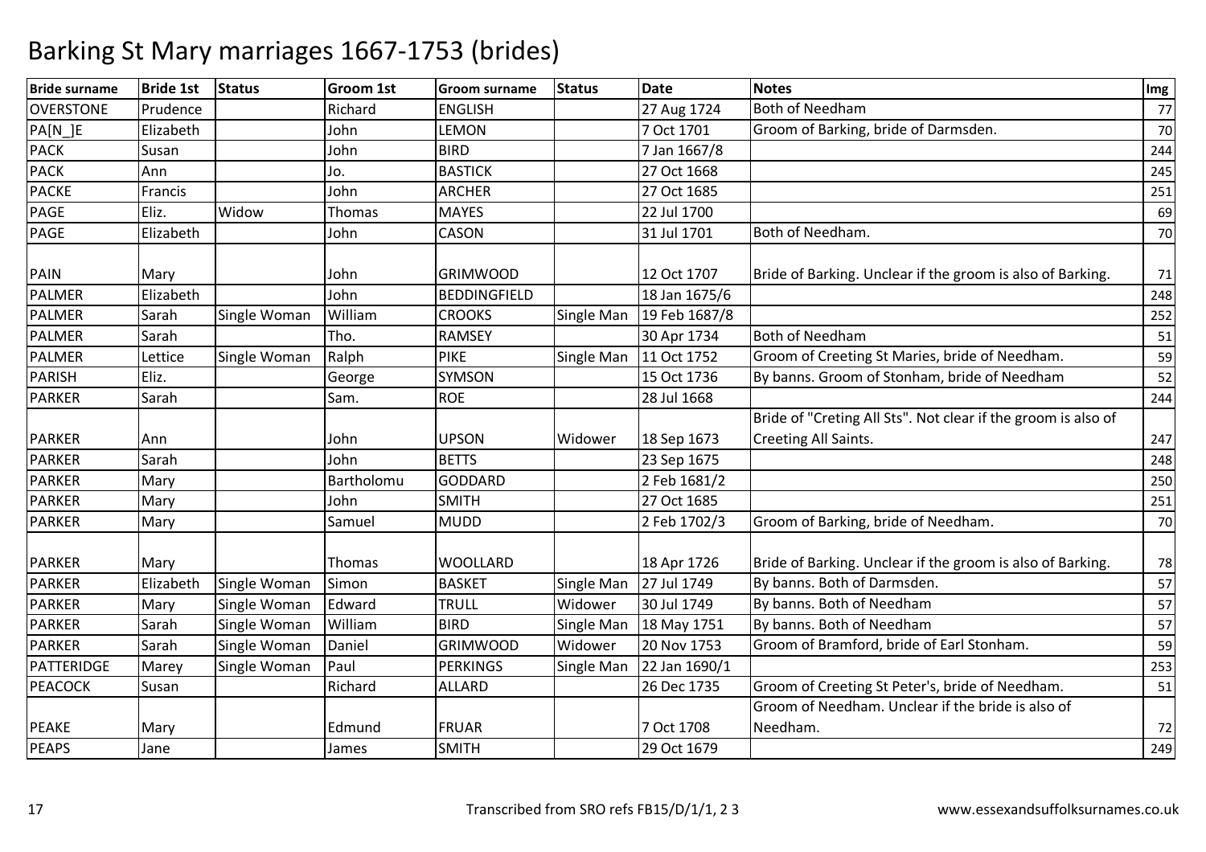# Barking St Mary marriages 1667-1753 (brides)

| Bride surname | Bride 1st | Status | Groom 1st | Groom surname | Status | Date | Notes | Img |
|---|---|---|---|---|---|---|---|---|
| OVERSTONE | Prudence | | Richard | ENGLISH | | 27 Aug 1724 | Both of Needham | 77 |
| PA[N_]E | Elizabeth | | John | LEMON | | 7 Oct 1701 | Groom of Barking, bride of Darmsden. | 70 |
| PACK | Susan | | John | BIRD | | 7 Jan 1667/8 | | 244 |
| PACK | Ann | | Jo. | BASTICK | | 27 Oct 1668 | | 245 |
| PACKE | Francis | | John | ARCHER | | 27 Oct 1685 | | 251 |
| PAGE | Eliz. | Widow | Thomas | MAYES | | 22 Jul 1700 | | 69 |
| PAGE | Elizabeth | | John | CASON | | 31 Jul 1701 | Both of Needham. | 70 |
| PAIN | Mary | | John | GRIMWOOD | | 12 Oct 1707 | Bride of Barking. Unclear if the groom is also of Barking. | 71 |
| PALMER | Elizabeth | | John | BEDDINGFIELD | | 18 Jan 1675/6 | | 248 |
| PALMER | Sarah | Single Woman | William | CROOKS | Single Man | 19 Feb 1687/8 | | 252 |
| PALMER | Sarah | | Tho. | RAMSEY | | 30 Apr 1734 | Both of Needham | 51 |
| PALMER | Lettice | Single Woman | Ralph | PIKE | Single Man | 11 Oct 1752 | Groom of Creeting St Maries, bride of Needham. | 59 |
| PARISH | Eliz. | | George | SYMSON | | 15 Oct 1736 | By banns. Groom of Stonham, bride of Needham | 52 |
| PARKER | Sarah | | Sam. | ROE | | 28 Jul 1668 | | 244 |
| PARKER | Ann | | John | UPSON | Widower | 18 Sep 1673 | Bride of "Creting All Sts". Not clear if the groom is also of Creeting All Saints. | 247 |
| PARKER | Sarah | | John | BETTS | | 23 Sep 1675 | | 248 |
| PARKER | Mary | | Bartholomu | GODDARD | | 2 Feb 1681/2 | | 250 |
| PARKER | Mary | | John | SMITH | | 27 Oct 1685 | | 251 |
| PARKER | Mary | | Samuel | MUDD | | 2 Feb 1702/3 | Groom of Barking, bride of Needham. | 70 |
| PARKER | Mary | | Thomas | WOOLLARD | | 18 Apr 1726 | Bride of Barking. Unclear if the groom is also of Barking. | 78 |
| PARKER | Elizabeth | Single Woman | Simon | BASKET | Single Man | 27 Jul 1749 | By banns. Both of Darmsden. | 57 |
| PARKER | Mary | Single Woman | Edward | TRULL | Widower | 30 Jul 1749 | By banns. Both of Needham | 57 |
| PARKER | Sarah | Single Woman | William | BIRD | Single Man | 18 May 1751 | By banns. Both of Needham | 57 |
| PARKER | Sarah | Single Woman | Daniel | GRIMWOOD | Widower | 20 Nov 1753 | Groom of Bramford, bride of Earl Stonham. | 59 |
| PATTERIDGE | Marey | Single Woman | Paul | PERKINGS | Single Man | 22 Jan 1690/1 | | 253 |
| PEACOCK | Susan | | Richard | ALLARD | | 26 Dec 1735 | Groom of Creeting St Peter's, bride of Needham. | 51 |
| PEAKE | Mary | | Edmund | FRUAR | | 7 Oct 1708 | Groom of Needham. Unclear if the bride is also of Needham. | 72 |
| PEAPS | Jane | | James | SMITH | | 29 Oct 1679 | | 249 |

Transcribed from SRO refs FB15/D/1/1, 2 3

www.essexandsuffolksurnames.co.uk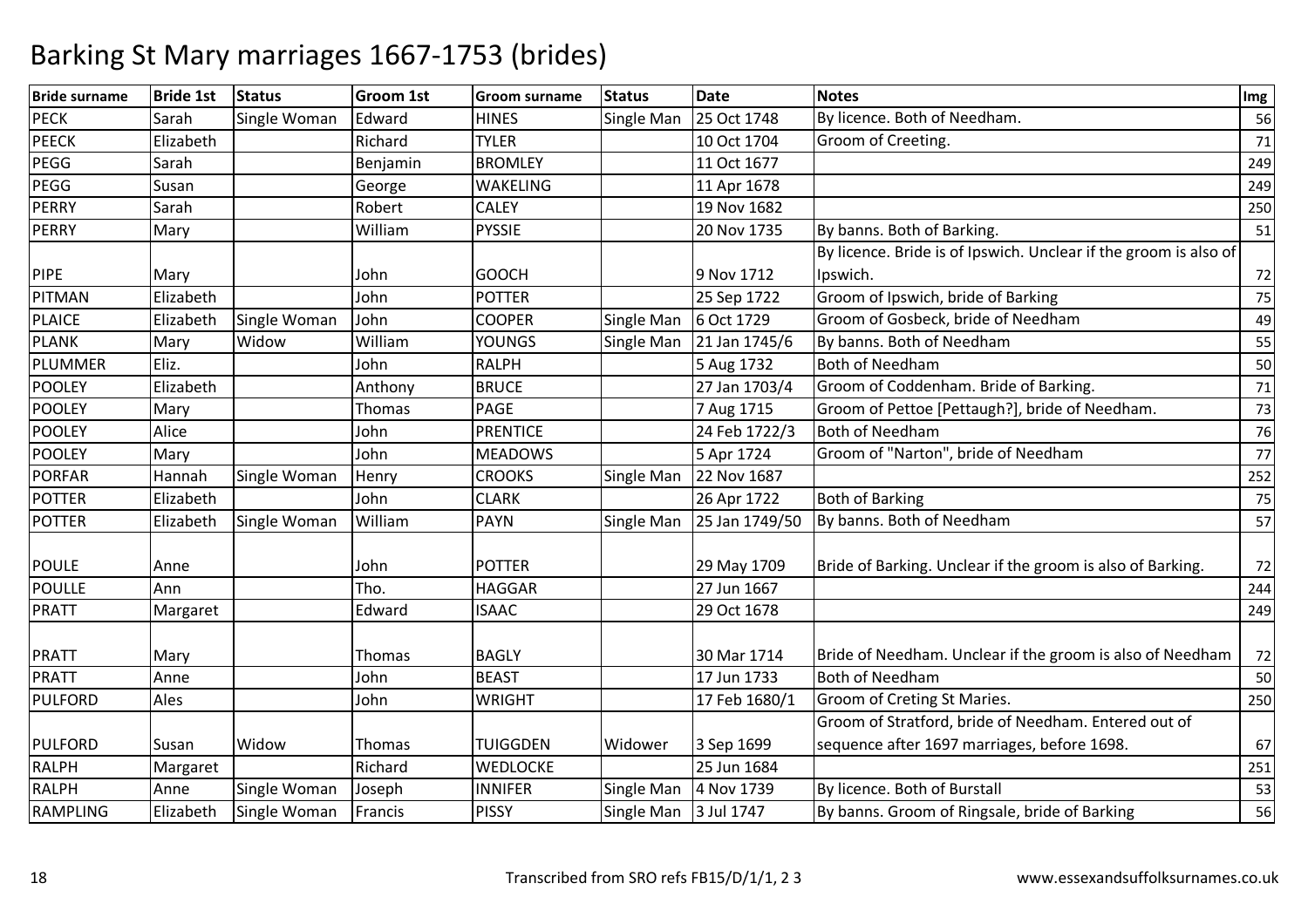# Barking St Mary marriages 1667-1753 (brides)

| Bride surname | Bride 1st | Status | Groom 1st | Groom surname | Status | Date | Notes | Img |
|---|---|---|---|---|---|---|---|---|
| PECK | Sarah | Single Woman | Edward | HINES | Single Man | 25 Oct 1748 | By licence. Both of Needham. | 56 |
| PEECK | Elizabeth | | Richard | TYLER | | 10 Oct 1704 | Groom of Creeting. | 71 |
| PEGG | Sarah | | Benjamin | BROMLEY | | 11 Oct 1677 | | 249 |
| PEGG | Susan | | George | WAKELING | | 11 Apr 1678 | | 249 |
| PERRY | Sarah | | Robert | CALEY | | 19 Nov 1682 | | 250 |
| PERRY | Mary | | William | PYSSIE | | 20 Nov 1735 | By banns. Both of Barking. | 51 |
| PIPE | Mary | | John | GOOCH | | 9 Nov 1712 | By licence. Bride is of Ipswich. Unclear if the groom is also of Ipswich. | 72 |
| PITMAN | Elizabeth | | John | POTTER | | 25 Sep 1722 | Groom of Ipswich, bride of Barking | 75 |
| PLAICE | Elizabeth | Single Woman | John | COOPER | Single Man | 6 Oct 1729 | Groom of Gosbeck, bride of Needham | 49 |
| PLANK | Mary | Widow | William | YOUNGS | Single Man | 21 Jan 1745/6 | By banns. Both of Needham | 55 |
| PLUMMER | Eliz. | | John | RALPH | | 5 Aug 1732 | Both of Needham | 50 |
| POOLEY | Elizabeth | | Anthony | BRUCE | | 27 Jan 1703/4 | Groom of Coddenham. Bride of Barking. | 71 |
| POOLEY | Mary | | Thomas | PAGE | | 7 Aug 1715 | Groom of Pettoe [Pettaugh?], bride of Needham. | 73 |
| POOLEY | Alice | | John | PRENTICE | | 24 Feb 1722/3 | Both of Needham | 76 |
| POOLEY | Mary | | John | MEADOWS | | 5 Apr 1724 | Groom of "Narton", bride of Needham | 77 |
| PORFAR | Hannah | Single Woman | Henry | CROOKS | Single Man | 22 Nov 1687 | | 252 |
| POTTER | Elizabeth | | John | CLARK | | 26 Apr 1722 | Both of Barking | 75 |
| POTTER | Elizabeth | Single Woman | William | PAYN | Single Man | 25 Jan 1749/50 | By banns. Both of Needham | 57 |
| POULE | Anne | | John | POTTER | | 29 May 1709 | Bride of Barking. Unclear if the groom is also of Barking. | 72 |
| POULLE | Ann | | Tho. | HAGGAR | | 27 Jun 1667 | | 244 |
| PRATT | Margaret | | Edward | ISAAC | | 29 Oct 1678 | | 249 |
| PRATT | Mary | | Thomas | BAGLY | | 30 Mar 1714 | Bride of Needham. Unclear if the groom is also of Needham | 72 |
| PRATT | Anne | | John | BEAST | | 17 Jun 1733 | Both of Needham | 50 |
| PULFORD | Ales | | John | WRIGHT | | 17 Feb 1680/1 | Groom of Creting St Maries. | 250 |
| PULFORD | Susan | Widow | Thomas | TUIGGDEN | Widower | 3 Sep 1699 | Groom of Stratford, bride of Needham. Entered out of sequence after 1697 marriages, before 1698. | 67 |
| RALPH | Margaret | | Richard | WEDLOCKE | | 25 Jun 1684 | | 251 |
| RALPH | Anne | Single Woman | Joseph | INNIFER | Single Man | 4 Nov 1739 | By licence. Both of Burstall | 53 |
| RAMPLING | Elizabeth | Single Woman | Francis | PISSY | Single Man | 3 Jul 1747 | By banns. Groom of Ringsale, bride of Barking | 56 |

Transcribed from SRO refs FB15/D/1/1, 2 3

www.essexandsuffolksurnames.co.uk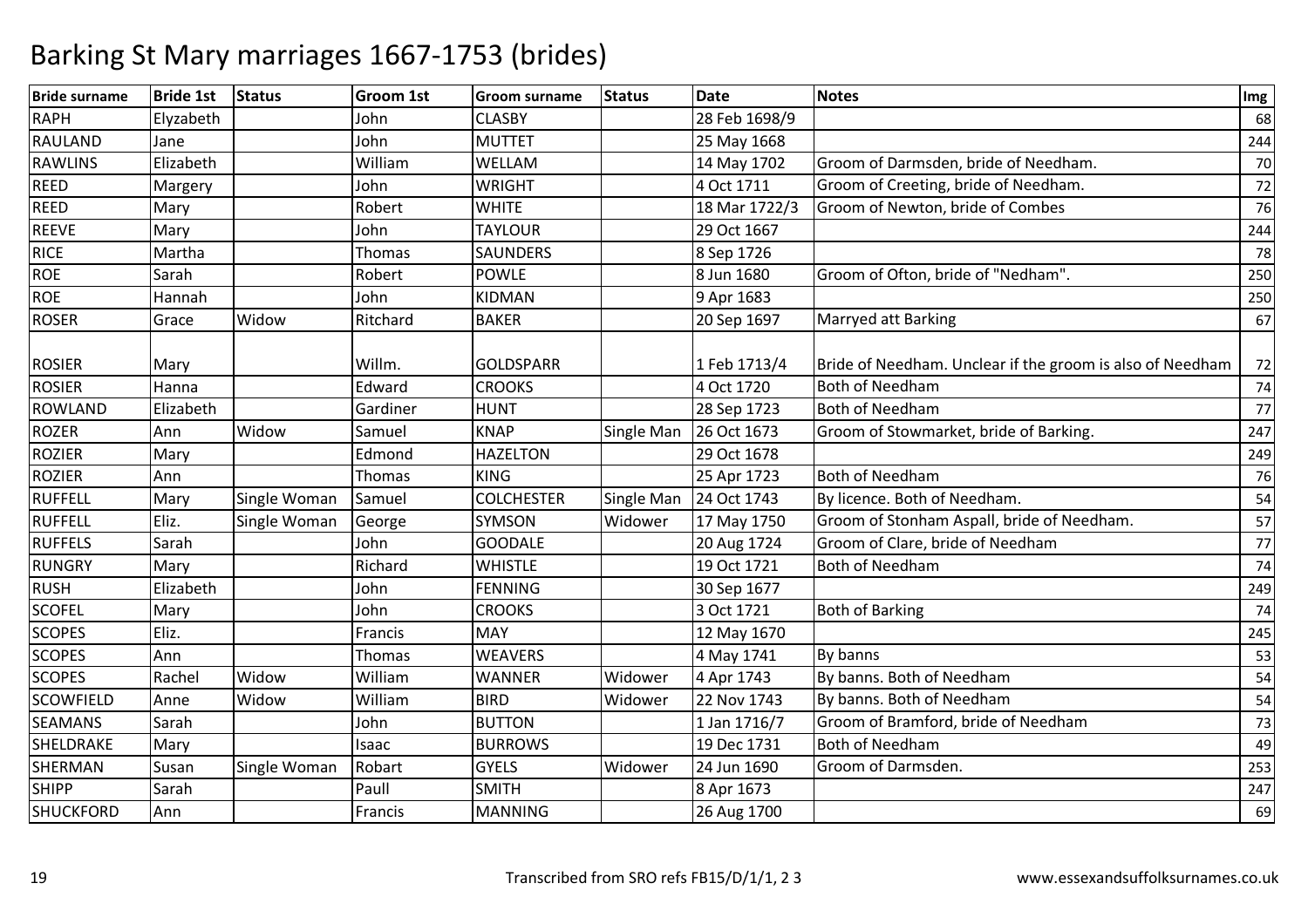# Barking St Mary marriages 1667-1753 (brides)

| Bride surname | Bride 1st | Status | Groom 1st | Groom surname | Status | Date | Notes | Img |
|---|---|---|---|---|---|---|---|---|
| RAPH | Elyzabeth | | John | CLASBY | | 28 Feb 1698/9 | | 68 |
| RAULAND | Jane | | John | MUTTET | | 25 May 1668 | | 244 |
| RAWLINS | Elizabeth | | William | WELLAM | | 14 May 1702 | Groom of Darmsden, bride of Needham. | 70 |
| REED | Margery | | John | WRIGHT | | 4 Oct 1711 | Groom of Creeting, bride of Needham. | 72 |
| REED | Mary | | Robert | WHITE | | 18 Mar 1722/3 | Groom of Newton, bride of Combes | 76 |
| REEVE | Mary | | John | TAYLOUR | | 29 Oct 1667 | | 244 |
| RICE | Martha | | Thomas | SAUNDERS | | 8 Sep 1726 | | 78 |
| ROE | Sarah | | Robert | POWLE | | 8 Jun 1680 | Groom of Ofton, bride of "Nedham". | 250 |
| ROE | Hannah | | John | KIDMAN | | 9 Apr 1683 | | 250 |
| ROSER | Grace | Widow | Ritchard | BAKER | | 20 Sep 1697 | Marryed att Barking | 67 |
| ROSIER | Mary | | Willm. | GOLDSPARR | | 1 Feb 1713/4 | Bride of Needham. Unclear if the groom is also of Needham | 72 |
| ROSIER | Hanna | | Edward | CROOKS | | 4 Oct 1720 | Both of Needham | 74 |
| ROWLAND | Elizabeth | | Gardiner | HUNT | | 28 Sep 1723 | Both of Needham | 77 |
| ROZER | Ann | Widow | Samuel | KNAP | Single Man | 26 Oct 1673 | Groom of Stowmarket, bride of Barking. | 247 |
| ROZIER | Mary | | Edmond | HAZELTON | | 29 Oct 1678 | | 249 |
| ROZIER | Ann | | Thomas | KING | | 25 Apr 1723 | Both of Needham | 76 |
| RUFFELL | Mary | Single Woman | Samuel | COLCHESTER | Single Man | 24 Oct 1743 | By licence. Both of Needham. | 54 |
| RUFFELL | Eliz. | Single Woman | George | SYMSON | Widower | 17 May 1750 | Groom of Stonham Aspall, bride of Needham. | 57 |
| RUFFELS | Sarah | | John | GOODALE | | 20 Aug 1724 | Groom of Clare, bride of Needham | 77 |
| RUNGRY | Mary | | Richard | WHISTLE | | 19 Oct 1721 | Both of Needham | 74 |
| RUSH | Elizabeth | | John | FENNING | | 30 Sep 1677 | | 249 |
| SCOFEL | Mary | | John | CROOKS | | 3 Oct 1721 | Both of Barking | 74 |
| SCOPES | Eliz. | | Francis | MAY | | 12 May 1670 | | 245 |
| SCOPES | Ann | | Thomas | WEAVERS | | 4 May 1741 | By banns | 53 |
| SCOPES | Rachel | Widow | William | WANNER | Widower | 4 Apr 1743 | By banns. Both of Needham | 54 |
| SCOWFIELD | Anne | Widow | William | BIRD | Widower | 22 Nov 1743 | By banns. Both of Needham | 54 |
| SEAMANS | Sarah | | John | BUTTON | | 1 Jan 1716/7 | Groom of Bramford, bride of Needham | 73 |
| SHELDRAKE | Mary | | Isaac | BURROWS | | 19 Dec 1731 | Both of Needham | 49 |
| SHERMAN | Susan | Single Woman | Robart | GYELS | Widower | 24 Jun 1690 | Groom of Darmsden. | 253 |
| SHIPP | Sarah | | Paull | SMITH | | 8 Apr 1673 | | 247 |
| SHUCKFORD | Ann | | Francis | MANNING | | 26 Aug 1700 | | 69 |

Transcribed from SRO refs FB15/D/1/1, 2 3

www.essexandsuffolksurnames.co.uk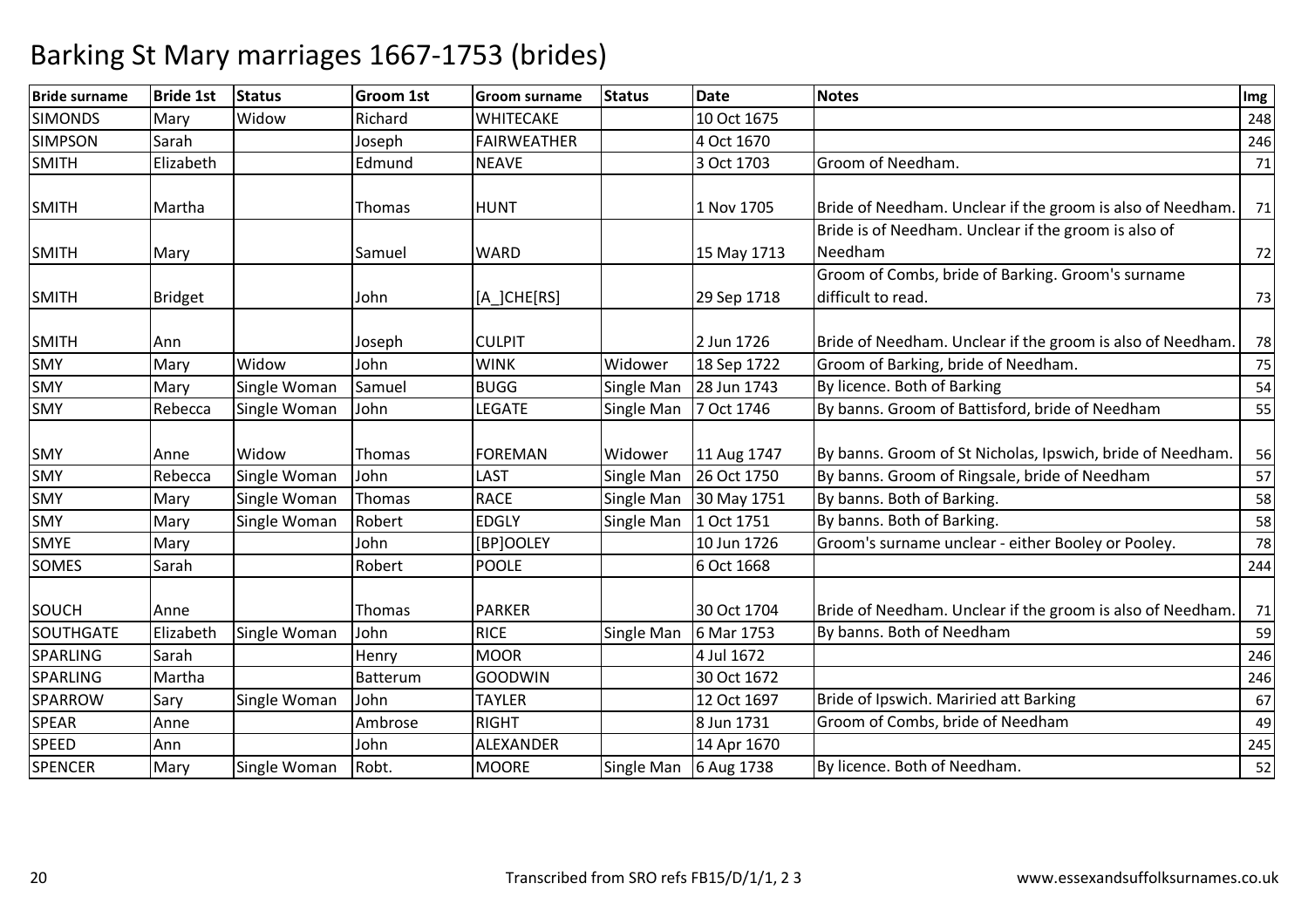# Barking St Mary marriages 1667-1753 (brides)

| Bride surname | Bride 1st | Status | Groom 1st | Groom surname | Status | Date | Notes | Img |
|---|---|---|---|---|---|---|---|---|
| SIMONDS | Mary | Widow | Richard | WHITECAKE | | 10 Oct 1675 | | 248 |
| SIMPSON | Sarah | | Joseph | FAIRWEATHER | | 4 Oct 1670 | | 246 |
| SMITH | Elizabeth | | Edmund | NEAVE | | 3 Oct 1703 | Groom of Needham. | 71 |
| SMITH | Martha | | Thomas | HUNT | | 1 Nov 1705 | Bride of Needham. Unclear if the groom is also of Needham. | 71 |
| SMITH | Mary | | Samuel | WARD | | 15 May 1713 | Bride is of Needham. Unclear if the groom is also of Needham | 72 |
| SMITH | Bridget | | John | [A_]CHE[RS] | | 29 Sep 1718 | Groom of Combs, bride of Barking. Groom's surname difficult to read. | 73 |
| SMITH | Ann | | Joseph | CULPIT | | 2 Jun 1726 | Bride of Needham. Unclear if the groom is also of Needham. | 78 |
| SMY | Mary | Widow | John | WINK | Widower | 18 Sep 1722 | Groom of Barking, bride of Needham. | 75 |
| SMY | Mary | Single Woman | Samuel | BUGG | Single Man | 28 Jun 1743 | By licence. Both of Barking | 54 |
| SMY | Rebecca | Single Woman | John | LEGATE | Single Man | 7 Oct 1746 | By banns. Groom of Battisford, bride of Needham | 55 |
| SMY | Anne | Widow | Thomas | FOREMAN | Widower | 11 Aug 1747 | By banns. Groom of St Nicholas, Ipswich, bride of Needham. | 56 |
| SMY | Rebecca | Single Woman | John | LAST | Single Man | 26 Oct 1750 | By banns. Groom of Ringsale, bride of Needham | 57 |
| SMY | Mary | Single Woman | Thomas | RACE | Single Man | 30 May 1751 | By banns. Both of Barking. | 58 |
| SMY | Mary | Single Woman | Robert | EDGLY | Single Man | 1 Oct 1751 | By banns. Both of Barking. | 58 |
| SMYE | Mary | | John | [BP]OOLEY | | 10 Jun 1726 | Groom's surname unclear - either Booley or Pooley. | 78 |
| SOMES | Sarah | | Robert | POOLE | | 6 Oct 1668 | | 244 |
| SOUCH | Anne | | Thomas | PARKER | | 30 Oct 1704 | Bride of Needham. Unclear if the groom is also of Needham. | 71 |
| SOUTHGATE | Elizabeth | Single Woman | John | RICE | Single Man | 6 Mar 1753 | By banns. Both of Needham | 59 |
| SPARLING | Sarah | | Henry | MOOR | | 4 Jul 1672 | | 246 |
| SPARLING | Martha | | Batterum | GOODWIN | | 30 Oct 1672 | | 246 |
| SPARROW | Sary | Single Woman | John | TAYLER | | 12 Oct 1697 | Bride of Ipswich. Mariried att Barking | 67 |
| SPEAR | Anne | | Ambrose | RIGHT | | 8 Jun 1731 | Groom of Combs, bride of Needham | 49 |
| SPEED | Ann | | John | ALEXANDER | | 14 Apr 1670 | | 245 |
| SPENCER | Mary | Single Woman | Robt. | MOORE | Single Man | 6 Aug 1738 | By licence. Both of Needham. | 52 |

Transcribed from SRO refs FB15/D/1/1, 2 3

www.essexandsuffolksurnames.co.uk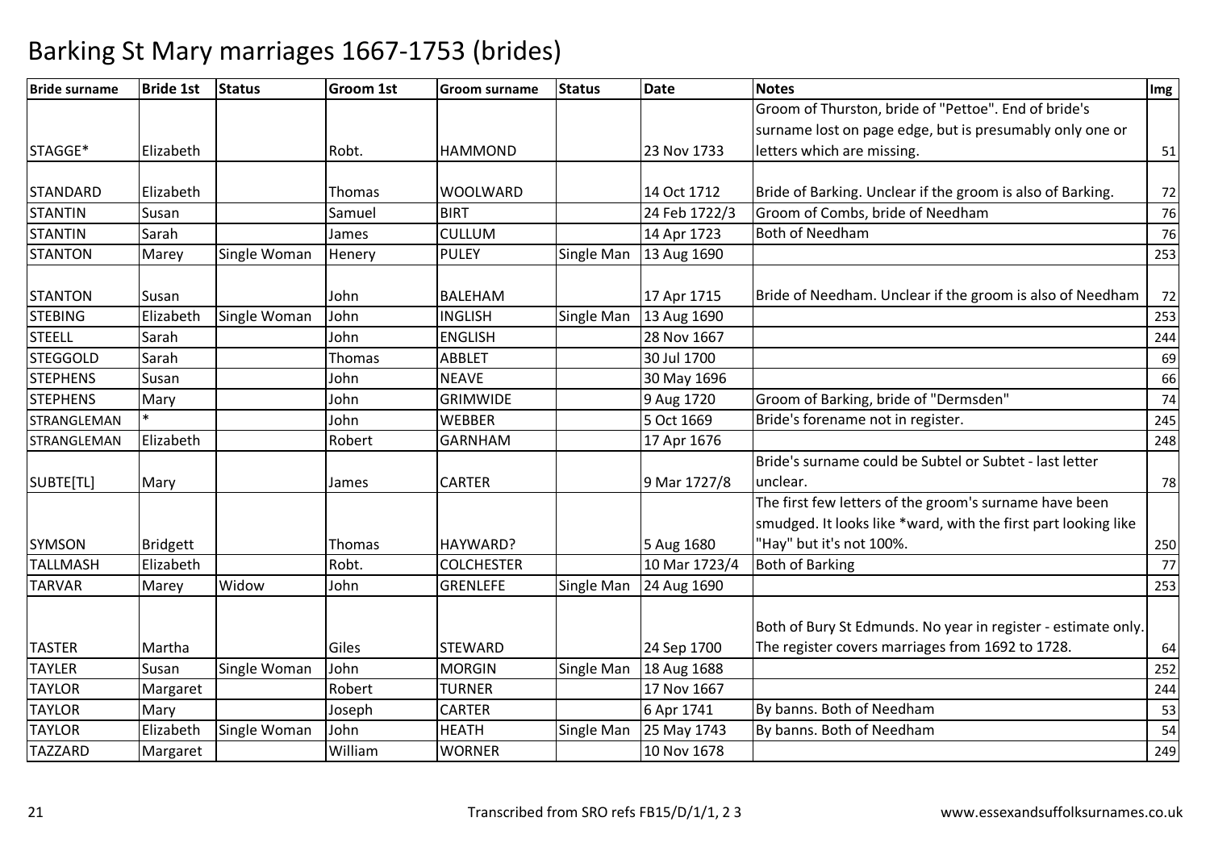# Barking St Mary marriages 1667-1753 (brides)

| Bride surname | Bride 1st | Status | Groom 1st | Groom surname | Status | Date | Notes | Img |
|---|---|---|---|---|---|---|---|---|
| STAGGE* | Elizabeth | | Robt. | HAMMOND | | 23 Nov 1733 | Groom of Thurston, bride of "Pettoe". End of bride's surname lost on page edge, but is presumably only one or letters which are missing. | 51 |
| STANDARD | Elizabeth | | Thomas | WOOLWARD | | 14 Oct 1712 | Bride of Barking. Unclear if the groom is also of Barking. | 72 |
| STANTIN | Susan | | Samuel | BIRT | | 24 Feb 1722/3 | Groom of Combs, bride of Needham | 76 |
| STANTIN | Sarah | | James | CULLUM | | 14 Apr 1723 | Both of Needham | 76 |
| STANTON | Marey | Single Woman | Henery | PULEY | Single Man | 13 Aug 1690 | | 253 |
| STANTON | Susan | | John | BALEHAM | | 17 Apr 1715 | Bride of Needham. Unclear if the groom is also of Needham | 72 |
| STEBING | Elizabeth | Single Woman | John | INGLISH | Single Man | 13 Aug 1690 | | 253 |
| STEELL | Sarah | | John | ENGLISH | | 28 Nov 1667 | | 244 |
| STEGGOLD | Sarah | | Thomas | ABBLET | | 30 Jul 1700 | | 69 |
| STEPHENS | Susan | | John | NEAVE | | 30 May 1696 | | 66 |
| STEPHENS | Mary | | John | GRIMWIDE | | 9 Aug 1720 | Groom of Barking, bride of "Dermsden" | 74 |
| STRANGLEMAN | * | | John | WEBBER | | 5 Oct 1669 | Bride's forename not in register. | 245 |
| STRANGLEMAN | Elizabeth | | Robert | GARNHAM | | 17 Apr 1676 | | 248 |
| SUBTE[TL] | Mary | | James | CARTER | | 9 Mar 1727/8 | Bride's surname could be Subtel or Subtet - last letter unclear. | 78 |
| SYMSON | Bridgett | | Thomas | HAYWARD? | | 5 Aug 1680 | The first few letters of the groom's surname have been smudged. It looks like *ward, with the first part looking like "Hay" but it's not 100%. | 250 |
| TALLMASH | Elizabeth | | Robt. | COLCHESTER | | 10 Mar 1723/4 | Both of Barking | 77 |
| TARVAR | Marey | Widow | John | GRENLEFE | Single Man | 24 Aug 1690 | | 253 |
| TASTER | Martha | | Giles | STEWARD | | 24 Sep 1700 | Both of Bury St Edmunds. No year in register - estimate only. The register covers marriages from 1692 to 1728. | 64 |
| TAYLER | Susan | Single Woman | John | MORGIN | Single Man | 18 Aug 1688 | | 252 |
| TAYLOR | Margaret | | Robert | TURNER | | 17 Nov 1667 | | 244 |
| TAYLOR | Mary | | Joseph | CARTER | | 6 Apr 1741 | By banns. Both of Needham | 53 |
| TAYLOR | Elizabeth | Single Woman | John | HEATH | Single Man | 25 May 1743 | By banns. Both of Needham | 54 |
| TAZZARD | Margaret | | William | WORNER | | 10 Nov 1678 | | 249 |

Transcribed from SRO refs FB15/D/1/1, 2 3

www.essexandsuffolksurnames.co.uk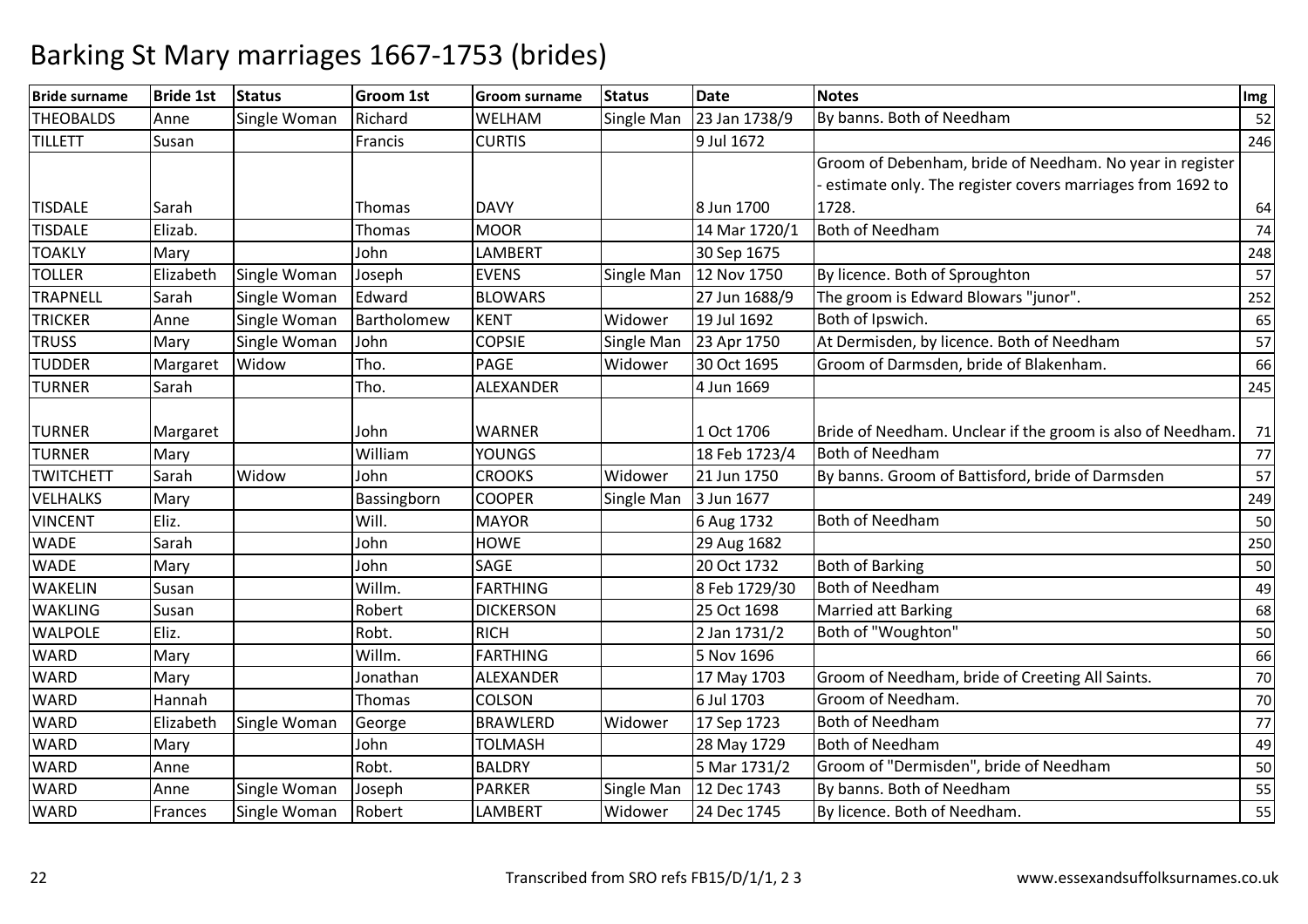# Barking St Mary marriages 1667-1753 (brides)

| Bride surname | Bride 1st | Status | Groom 1st | Groom surname | Status | Date | Notes | Img |
|---|---|---|---|---|---|---|---|---|
| THEOBALDS | Anne | Single Woman | Richard | WELHAM | Single Man | 23 Jan 1738/9 | By banns. Both of Needham | 52 |
| TILLETT | Susan | | Francis | CURTIS | | 9 Jul 1672 | | 246 |
| TISDALE | Sarah | | Thomas | DAVY | | 8 Jun 1700 | Groom of Debenham, bride of Needham. No year in register - estimate only. The register covers marriages from 1692 to 1728. | 64 |
| TISDALE | Elizab. | | Thomas | MOOR | | 14 Mar 1720/1 | Both of Needham | 74 |
| TOAKLY | Mary | | John | LAMBERT | | 30 Sep 1675 | | 248 |
| TOLLER | Elizabeth | Single Woman | Joseph | EVENS | Single Man | 12 Nov 1750 | By licence. Both of Sproughton | 57 |
| TRAPNELL | Sarah | Single Woman | Edward | BLOWARS | | 27 Jun 1688/9 | The groom is Edward Blowars "junor". | 252 |
| TRICKER | Anne | Single Woman | Bartholomew | KENT | Widower | 19 Jul 1692 | Both of Ipswich. | 65 |
| TRUSS | Mary | Single Woman | John | COPSIE | Single Man | 23 Apr 1750 | At Dermisden, by licence. Both of Needham | 57 |
| TUDDER | Margaret | Widow | Tho. | PAGE | Widower | 30 Oct 1695 | Groom of Darmsden, bride of Blakenham. | 66 |
| TURNER | Sarah | | Tho. | ALEXANDER | | 4 Jun 1669 | | 245 |
| TURNER | Margaret | | John | WARNER | | 1 Oct 1706 | Bride of Needham. Unclear if the groom is also of Needham. | 71 |
| TURNER | Mary | | William | YOUNGS | | 18 Feb 1723/4 | Both of Needham | 77 |
| TWITCHETT | Sarah | Widow | John | CROOKS | Widower | 21 Jun 1750 | By banns. Groom of Battisford, bride of Darmsden | 57 |
| VELHALKS | Mary | | Bassingborn | COOPER | Single Man | 3 Jun 1677 | | 249 |
| VINCENT | Eliz. | | Will. | MAYOR | | 6 Aug 1732 | Both of Needham | 50 |
| WADE | Sarah | | John | HOWE | | 29 Aug 1682 | | 250 |
| WADE | Mary | | John | SAGE | | 20 Oct 1732 | Both of Barking | 50 |
| WAKELIN | Susan | | Willm. | FARTHING | | 8 Feb 1729/30 | Both of Needham | 49 |
| WAKLING | Susan | | Robert | DICKERSON | | 25 Oct 1698 | Married att Barking | 68 |
| WALPOLE | Eliz. | | Robt. | RICH | | 2 Jan 1731/2 | Both of "Woughton" | 50 |
| WARD | Mary | | Willm. | FARTHING | | 5 Nov 1696 | | 66 |
| WARD | Mary | | Jonathan | ALEXANDER | | 17 May 1703 | Groom of Needham, bride of Creeting All Saints. | 70 |
| WARD | Hannah | | Thomas | COLSON | | 6 Jul 1703 | Groom of Needham. | 70 |
| WARD | Elizabeth | Single Woman | George | BRAWLERD | Widower | 17 Sep 1723 | Both of Needham | 77 |
| WARD | Mary | | John | TOLMASH | | 28 May 1729 | Both of Needham | 49 |
| WARD | Anne | | Robt. | BALDRY | | 5 Mar 1731/2 | Groom of "Dermisden", bride of Needham | 50 |
| WARD | Anne | Single Woman | Joseph | PARKER | Single Man | 12 Dec 1743 | By banns. Both of Needham | 55 |
| WARD | Frances | Single Woman | Robert | LAMBERT | Widower | 24 Dec 1745 | By licence. Both of Needham. | 55 |

Transcribed from SRO refs FB15/D/1/1, 2 3

www.essexandsuffolksurnames.co.uk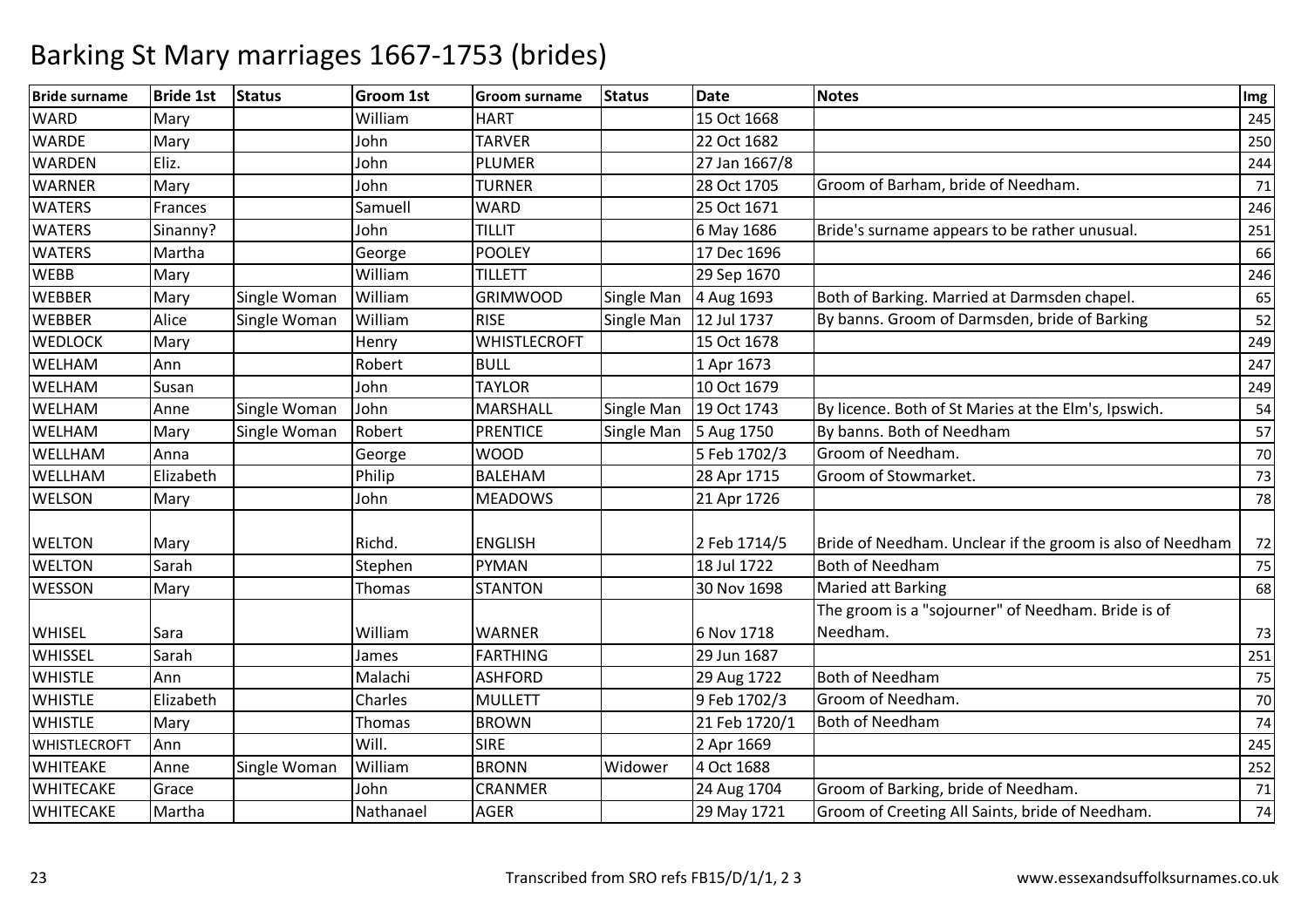# Barking St Mary marriages 1667-1753 (brides)

| Bride surname | Bride 1st | Status | Groom 1st | Groom surname | Status | Date | Notes | Img |
|---|---|---|---|---|---|---|---|---|
| WARD | Mary | | William | HART | | 15 Oct 1668 | | 245 |
| WARDE | Mary | | John | TARVER | | 22 Oct 1682 | | 250 |
| WARDEN | Eliz. | | John | PLUMER | | 27 Jan 1667/8 | | 244 |
| WARNER | Mary | | John | TURNER | | 28 Oct 1705 | Groom of Barham, bride of Needham. | 71 |
| WATERS | Frances | | Samuell | WARD | | 25 Oct 1671 | | 246 |
| WATERS | Sinanny? | | John | TILLIT | | 6 May 1686 | Bride's surname appears to be rather unusual. | 251 |
| WATERS | Martha | | George | POOLEY | | 17 Dec 1696 | | 66 |
| WEBB | Mary | | William | TILLETT | | 29 Sep 1670 | | 246 |
| WEBBER | Mary | Single Woman | William | GRIMWOOD | Single Man | 4 Aug 1693 | Both of Barking. Married at Darmsden chapel. | 65 |
| WEBBER | Alice | Single Woman | William | RISE | Single Man | 12 Jul 1737 | By banns. Groom of Darmsden, bride of Barking | 52 |
| WEDLOCK | Mary | | Henry | WHISTLECROFT | | 15 Oct 1678 | | 249 |
| WELHAM | Ann | | Robert | BULL | | 1 Apr 1673 | | 247 |
| WELHAM | Susan | | John | TAYLOR | | 10 Oct 1679 | | 249 |
| WELHAM | Anne | Single Woman | John | MARSHALL | Single Man | 19 Oct 1743 | By licence. Both of St Maries at the Elm's, Ipswich. | 54 |
| WELHAM | Mary | Single Woman | Robert | PRENTICE | Single Man | 5 Aug 1750 | By banns. Both of Needham | 57 |
| WELLHAM | Anna | | George | WOOD | | 5 Feb 1702/3 | Groom of Needham. | 70 |
| WELLHAM | Elizabeth | | Philip | BALEHAM | | 28 Apr 1715 | Groom of Stowmarket. | 73 |
| WELSON | Mary | | John | MEADOWS | | 21 Apr 1726 | | 78 |
| WELTON | Mary | | Richd. | ENGLISH | | 2 Feb 1714/5 | Bride of Needham. Unclear if the groom is also of Needham | 72 |
| WELTON | Sarah | | Stephen | PYMAN | | 18 Jul 1722 | Both of Needham | 75 |
| WESSON | Mary | | Thomas | STANTON | | 30 Nov 1698 | Maried att Barking | 68 |
| WHISEL | Sara | | William | WARNER | | 6 Nov 1718 | The groom is a "sojourner" of Needham. Bride is of Needham. | 73 |
| WHISSEL | Sarah | | James | FARTHING | | 29 Jun 1687 | | 251 |
| WHISTLE | Ann | | Malachi | ASHFORD | | 29 Aug 1722 | Both of Needham | 75 |
| WHISTLE | Elizabeth | | Charles | MULLETT | | 9 Feb 1702/3 | Groom of Needham. | 70 |
| WHISTLE | Mary | | Thomas | BROWN | | 21 Feb 1720/1 | Both of Needham | 74 |
| WHISTLECROFT | Ann | | Will. | SIRE | | 2 Apr 1669 | | 245 |
| WHITEAKE | Anne | Single Woman | William | BRONN | Widower | 4 Oct 1688 | | 252 |
| WHITECAKE | Grace | | John | CRANMER | | 24 Aug 1704 | Groom of Barking, bride of Needham. | 71 |
| WHITECAKE | Martha | | Nathanael | AGER | | 29 May 1721 | Groom of Creeting All Saints, bride of Needham. | 74 |

Transcribed from SRO refs FB15/D/1/1, 2 3 www.essexandsuffolksurnames.co.uk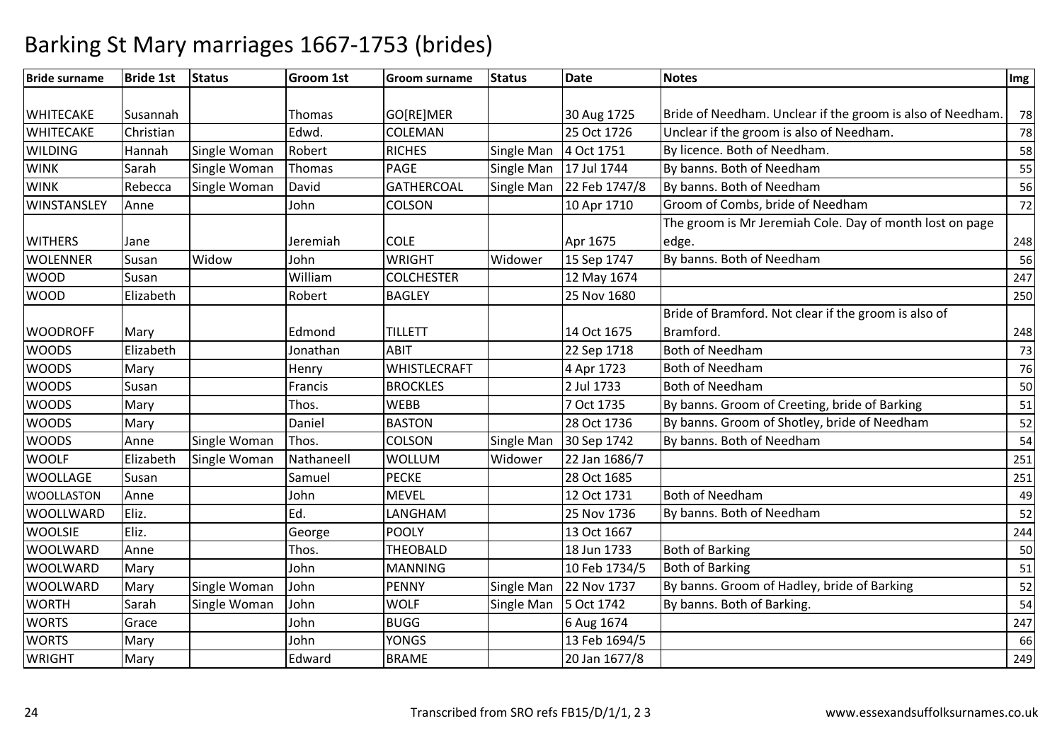# Barking St Mary marriages 1667-1753 (brides)

| Bride surname | Bride 1st | Status | Groom 1st | Groom surname | Status | Date | Notes | Img |
|---|---|---|---|---|---|---|---|---|
| WHITECAKE | Susannah | | Thomas | GO[RE]MER | | 30 Aug 1725 | Bride of Needham. Unclear if the groom is also of Needham. | 78 |
| WHITECAKE | Christian | | Edwd. | COLEMAN | | 25 Oct 1726 | Unclear if the groom is also of Needham. | 78 |
| WILDING | Hannah | Single Woman | Robert | RICHES | Single Man | 4 Oct 1751 | By licence. Both of Needham. | 58 |
| WINK | Sarah | Single Woman | Thomas | PAGE | Single Man | 17 Jul 1744 | By banns. Both of Needham | 55 |
| WINK | Rebecca | Single Woman | David | GATHERCOAL | Single Man | 22 Feb 1747/8 | By banns. Both of Needham | 56 |
| WINSTANSLEY | Anne | | John | COLSON | | 10 Apr 1710 | Groom of Combs, bride of Needham | 72 |
| WITHERS | Jane | | Jeremiah | COLE | | Apr 1675 | The groom is Mr Jeremiah Cole. Day of month lost on page edge. | 248 |
| WOLENNER | Susan | Widow | John | WRIGHT | Widower | 15 Sep 1747 | By banns. Both of Needham | 56 |
| WOOD | Susan | | William | COLCHESTER | | 12 May 1674 | | 247 |
| WOOD | Elizabeth | | Robert | BAGLEY | | 25 Nov 1680 | | 250 |
| WOODROFF | Mary | | Edmond | TILLETT | | 14 Oct 1675 | Bride of Bramford. Not clear if the groom is also of Bramford. | 248 |
| WOODS | Elizabeth | | Jonathan | ABIT | | 22 Sep 1718 | Both of Needham | 73 |
| WOODS | Mary | | Henry | WHISTLECRAFT | | 4 Apr 1723 | Both of Needham | 76 |
| WOODS | Susan | | Francis | BROCKLES | | 2 Jul 1733 | Both of Needham | 50 |
| WOODS | Mary | | Thos. | WEBB | | 7 Oct 1735 | By banns. Groom of Creeting, bride of Barking | 51 |
| WOODS | Mary | | Daniel | BASTON | | 28 Oct 1736 | By banns. Groom of Shotley, bride of Needham | 52 |
| WOODS | Anne | Single Woman | Thos. | COLSON | Single Man | 30 Sep 1742 | By banns. Both of Needham | 54 |
| WOOLF | Elizabeth | Single Woman | Nathaneell | WOLLUM | Widower | 22 Jan 1686/7 | | 251 |
| WOOLLAGE | Susan | | Samuel | PECKE | | 28 Oct 1685 | | 251 |
| WOOLLASTON | Anne | | John | MEVEL | | 12 Oct 1731 | Both of Needham | 49 |
| WOOLLWARD | Eliz. | | Ed. | LANGHAM | | 25 Nov 1736 | By banns. Both of Needham | 52 |
| WOOLSIE | Eliz. | | George | POOLY | | 13 Oct 1667 | | 244 |
| WOOLWARD | Anne | | Thos. | THEOBALD | | 18 Jun 1733 | Both of Barking | 50 |
| WOOLWARD | Mary | | John | MANNING | | 10 Feb 1734/5 | Both of Barking | 51 |
| WOOLWARD | Mary | Single Woman | John | PENNY | Single Man | 22 Nov 1737 | By banns. Groom of Hadley, bride of Barking | 52 |
| WORTH | Sarah | Single Woman | John | WOLF | Single Man | 5 Oct 1742 | By banns. Both of Barking. | 54 |
| WORTS | Grace | | John | BUGG | | 6 Aug 1674 | | 247 |
| WORTS | Mary | | John | YONGS | | 13 Feb 1694/5 | | 66 |
| WRIGHT | Mary | | Edward | BRAME | | 20 Jan 1677/8 | | 249 |

Transcribed from SRO refs FB15/D/1/1, 2 3 www.essexandsuffolksurnames.co.uk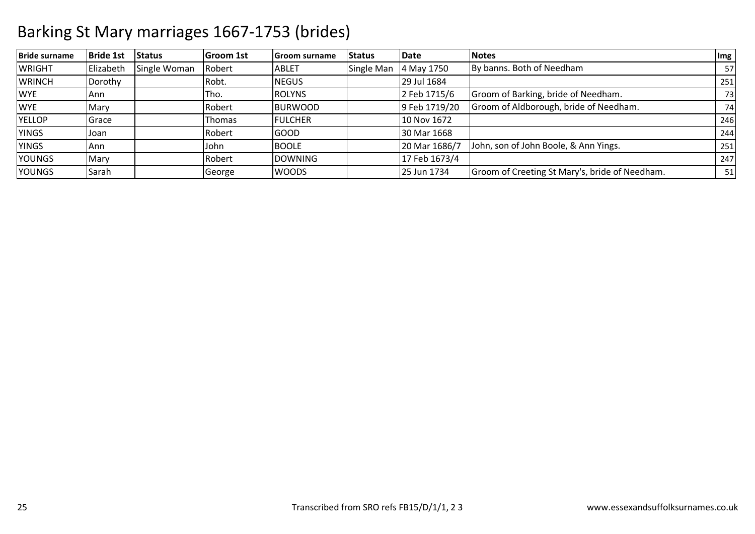# Barking St Mary marriages 1667-1753 (brides)

| Bride surname | Bride 1st | Status | Groom 1st | Groom surname | Status | Date | Notes | Img |
|---|---|---|---|---|---|---|---|---|
| WRIGHT | Elizabeth | Single Woman | Robert | ABLET | Single Man | 4 May 1750 | By banns. Both of Needham | 57 |
| WRINCH | Dorothy | | Robt. | NEGUS | | 29 Jul 1684 | | 251 |
| WYE | Ann | | Tho. | ROLYNS | | 2 Feb 1715/6 | Groom of Barking, bride of Needham. | 73 |
| WYE | Mary | | Robert | BURWOOD | | 9 Feb 1719/20 | Groom of Aldborough, bride of Needham. | 74 |
| YELLOP | Grace | | Thomas | FULCHER | | 10 Nov 1672 | | 246 |
| YINGS | Joan | | Robert | GOOD | | 30 Mar 1668 | | 244 |
| YINGS | Ann | | John | BOOLE | | 20 Mar 1686/7 | John, son of John Boole, & Ann Yings. | 251 |
| YOUNGS | Mary | | Robert | DOWNING | | 17 Feb 1673/4 | | 247 |
| YOUNGS | Sarah | | George | WOODS | | 25 Jun 1734 | Groom of Creeting St Mary's, bride of Needham. | 51 |

Transcribed from SRO refs FB15/D/1/1, 2 3

www.essexandsuffolksurnames.co.uk